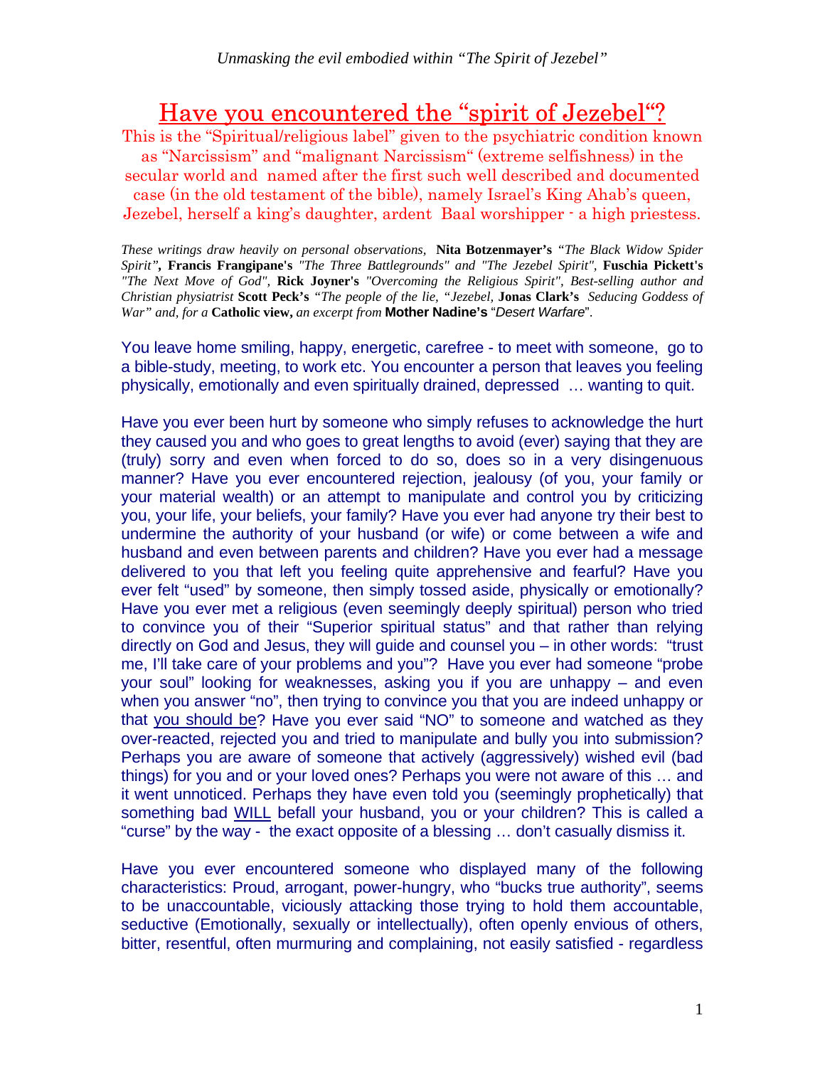# Have you encountered the "spirit of Jezebel"?

This is the "Spiritual/religious label" given to the psychiatric condition known as "Narcissism" and "malignant Narcissism" (extreme selfishness) in the secular world and named after the first such well described and documented case (in the old testament of the bible), namely Israel's King Ahab's queen, Jezebel, herself a king's daughter, ardent Baal worshipper - a high priestess.

*These writings draw heavily on personal observations,* **Nita Botzenmayer's** *"The Black Widow Spider Spirit"*, **Francis Frangipane's** *"The Three Battlegrounds" and "The Jezebel Spirit",* **Fuschia Pickett's** *"The Next Move of God",* **Rick Joyner's** *"Overcoming the Religious Spirit", Best-selling author and Christian physiatrist* **Scott Peck's** *"The people of the lie, "Jezebel,* **Jonas Clark's** *Seducing Goddess of War" and, for a* **Catholic view,** *an excerpt from* **Mother Nadine's** "*Desert Warfare*".

You leave home smiling, happy, energetic, carefree - to meet with someone, go to a bible-study, meeting, to work etc. You encounter a person that leaves you feeling physically, emotionally and even spiritually drained, depressed … wanting to quit.

Have you ever been hurt by someone who simply refuses to acknowledge the hurt they caused you and who goes to great lengths to avoid (ever) saying that they are (truly) sorry and even when forced to do so, does so in a very disingenuous manner? Have you ever encountered rejection, jealousy (of you, your family or your material wealth) or an attempt to manipulate and control you by criticizing you, your life, your beliefs, your family? Have you ever had anyone try their best to undermine the authority of your husband (or wife) or come between a wife and husband and even between parents and children? Have you ever had a message delivered to you that left you feeling quite apprehensive and fearful? Have you ever felt "used" by someone, then simply tossed aside, physically or emotionally? Have you ever met a religious (even seemingly deeply spiritual) person who tried to convince you of their "Superior spiritual status" and that rather than relying directly on God and Jesus, they will guide and counsel you – in other words: "trust me, I'll take care of your problems and you"? Have you ever had someone "probe your soul" looking for weaknesses, asking you if you are unhappy – and even when you answer "no", then trying to convince you that you are indeed unhappy or that <u>you should be</u>? Have you ever said "NO" to someone and watched as they over-reacted, rejected you and tried to manipulate and bully you into submission? Perhaps you are aware of someone that actively (aggressively) wished evil (bad things) for you and or your loved ones? Perhaps you were not aware of this … and it went unnoticed. Perhaps they have even told you (seemingly prophetically) that something bad <u>WILL</u> befall your husband, you or your children? This is called a "curse" by the way - the exact opposite of a blessing … don't casually dismiss it.

Have you ever encountered someone who displayed many of the following characteristics: Proud, arrogant, power-hungry, who "bucks true authority", seems to be unaccountable, viciously attacking those trying to hold them accountable, seductive (Emotionally, sexually or intellectually), often openly envious of others, bitter, resentful, often murmuring and complaining, not easily satisfied - regardless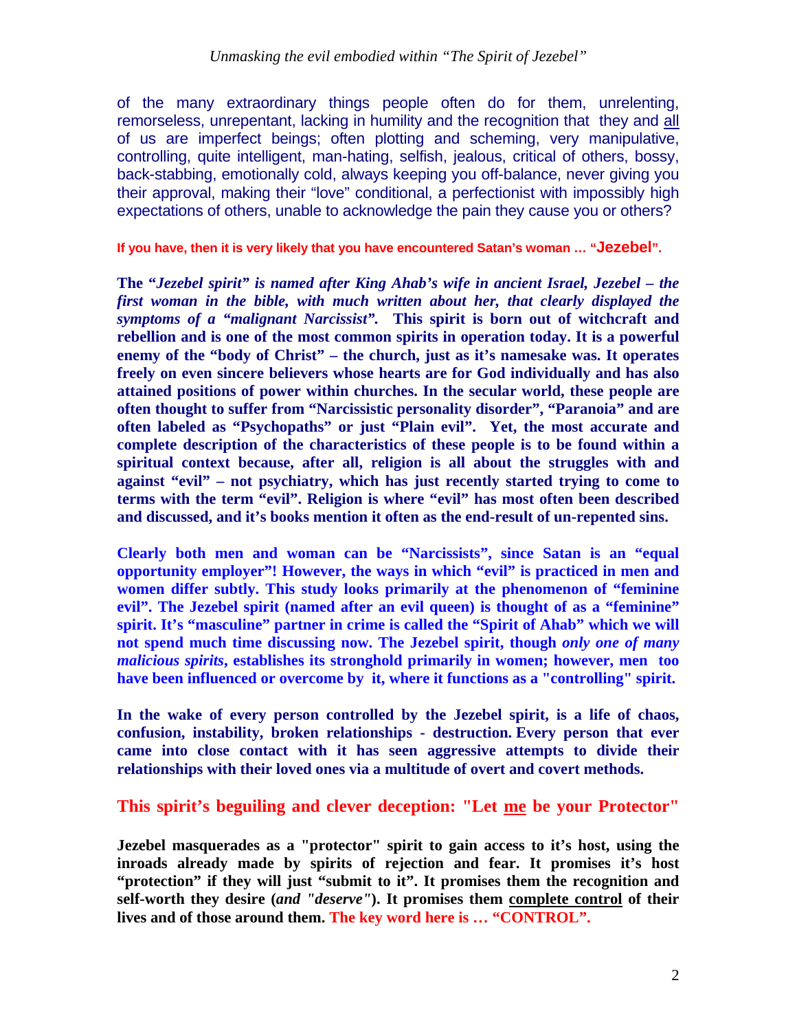of the many extraordinary things people often do for them, unrelenting, remorseless, unrepentant, lacking in humility and the recognition that they and all of us are imperfect beings; often plotting and scheming, very manipulative, controlling, quite intelligent, man-hating, selfish, jealous, critical of others, bossy, back-stabbing, emotionally cold, always keeping you off-balance, never giving you their approval, making their "love" conditional, a perfectionist with impossibly high expectations of others, unable to acknowledge the pain they cause you or others?

**If you have, then it is very likely that you have encountered Satan's woman … "Jezebel".**

**The "*Jezebel spirit*" *is named after King Ahab's wife in ancient Israel, Jezebel – the first woman in the bible, with much written about her, that clearly displayed the symptoms of a "malignant Narcissist".* This spirit is born out of witchcraft and rebellion and is one of the most common spirits in operation today. It is a powerful enemy of the "body of Christ" – the church, just as it's namesake was. It operates freely on even sincere believers whose hearts are for God individually and has also attained positions of power within churches. In the secular world, these people are often thought to suffer from "Narcissistic personality disorder", "Paranoia" and are often labeled as "Psychopaths" or just "Plain evil". Yet, the most accurate and complete description of the characteristics of these people is to be found within a spiritual context because, after all, religion is all about the struggles with and against "evil" – not psychiatry, which has just recently started trying to come to terms with the term "evil". Religion is where "evil" has most often been described and discussed, and it's books mention it often as the end-result of un-repented sins.**

**Clearly both men and woman can be "Narcissists", since Satan is an "equal opportunity employer"! However, the ways in which "evil" is practiced in men and women differ subtly. This study looks primarily at the phenomenon of "feminine evil". The Jezebel spirit (named after an evil queen) is thought of as a "feminine" spirit. It's "masculine" partner in crime is called the "Spirit of Ahab" which we will not spend much time discussing now. The Jezebel spirit, though *only one of many malicious spirits*, establishes its stronghold primarily in women; however, men too have been influenced or overcome by it, where it functions as a "controlling" spirit.**

**In the wake of every person controlled by the Jezebel spirit, is a life of chaos, confusion, instability, broken relationships - destruction. Every person that ever came into close contact with it has seen aggressive attempts to divide their relationships with their loved ones via a multitude of overt and covert methods.**

## This spirit's beguiling and clever deception: "Let me be your Protector"

**Jezebel masquerades as a "protector" spirit to gain access to it's host, using the inroads already made by spirits of rejection and fear. It promises it's host "protection" if they will just "submit to it". It promises them the recognition and self-worth they desire (*and "deserve"*). It promises them complete control of their lives and of those around them. The key word here is … "CONTROL".**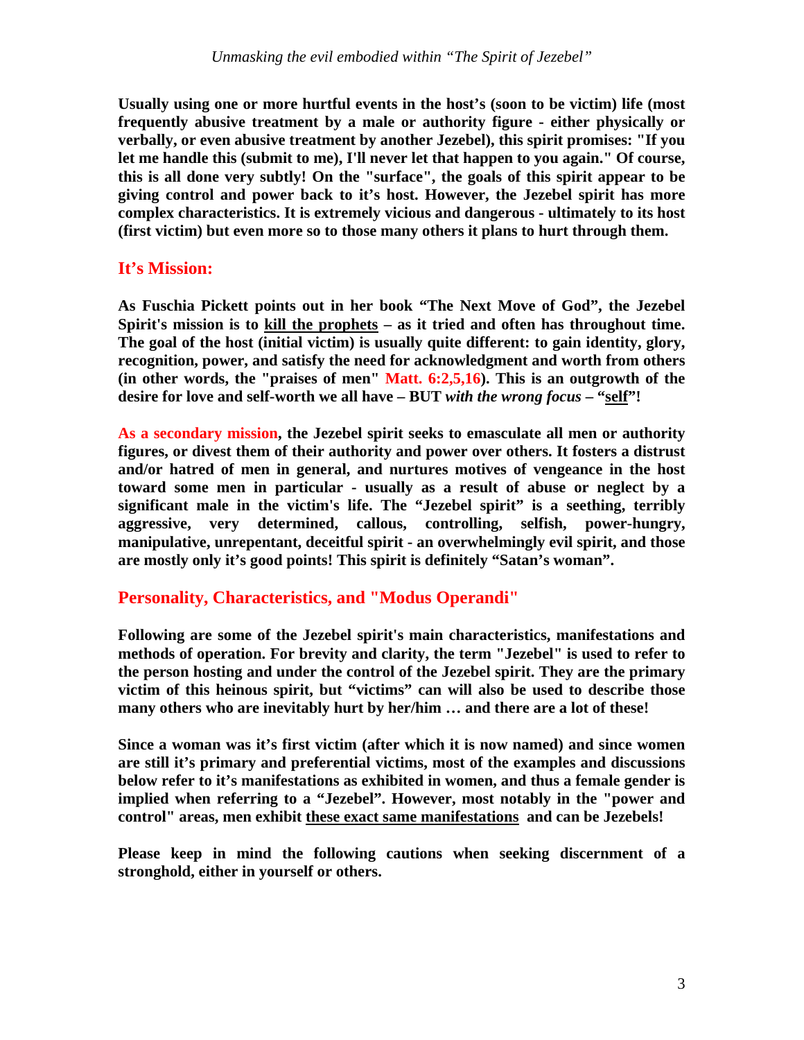**Usually using one or more hurtful events in the host's (soon to be victim) life (most frequently abusive treatment by a male or authority figure - either physically or verbally, or even abusive treatment by another Jezebel), this spirit promises: "If you let me handle this (submit to me), I'll never let that happen to you again." Of course, this is all done very subtly! On the "surface", the goals of this spirit appear to be giving control and power back to it's host. However, the Jezebel spirit has more complex characteristics. It is extremely vicious and dangerous - ultimately to its host (first victim) but even more so to those many others it plans to hurt through them.**

## It's Mission:

**As Fuschia Pickett points out in her book "The Next Move of God", the Jezebel Spirit's mission is to <u>kill the prophets</u> – as it tried and often has throughout time. The goal of the host (initial victim) is usually quite different: to gain identity, glory, recognition, power, and satisfy the need for acknowledgment and worth from others (in other words, the "praises of men" Matt. 6:2,5,16). This is an outgrowth of the desire for love and self-worth we all have – BUT *with the wrong focus* – "<u>self</u>"!**

**As a secondary mission, the Jezebel spirit seeks to emasculate all men or authority figures, or divest them of their authority and power over others. It fosters a distrust and/or hatred of men in general, and nurtures motives of vengeance in the host toward some men in particular - usually as a result of abuse or neglect by a significant male in the victim's life. The "Jezebel spirit" is a seething, terribly aggressive, very determined, callous, controlling, selfish, power-hungry, manipulative, unrepentant, deceitful spirit - an overwhelmingly evil spirit, and those are mostly only it's good points! This spirit is definitely "Satan's woman".**

## Personality, Characteristics, and "Modus Operandi"

**Following are some of the Jezebel spirit's main characteristics, manifestations and methods of operation. For brevity and clarity, the term "Jezebel" is used to refer to the person hosting and under the control of the Jezebel spirit. They are the primary victim of this heinous spirit, but "victims" can will also be used to describe those many others who are inevitably hurt by her/him … and there are a lot of these!**

**Since a woman was it's first victim (after which it is now named) and since women are still it's primary and preferential victims, most of the examples and discussions below refer to it's manifestations as exhibited in women, and thus a female gender is implied when referring to a "Jezebel". However, most notably in the "power and control" areas, men exhibit <u>these exact same manifestations</u> and can be Jezebels!**

**Please keep in mind the following cautions when seeking discernment of a stronghold, either in yourself or others.**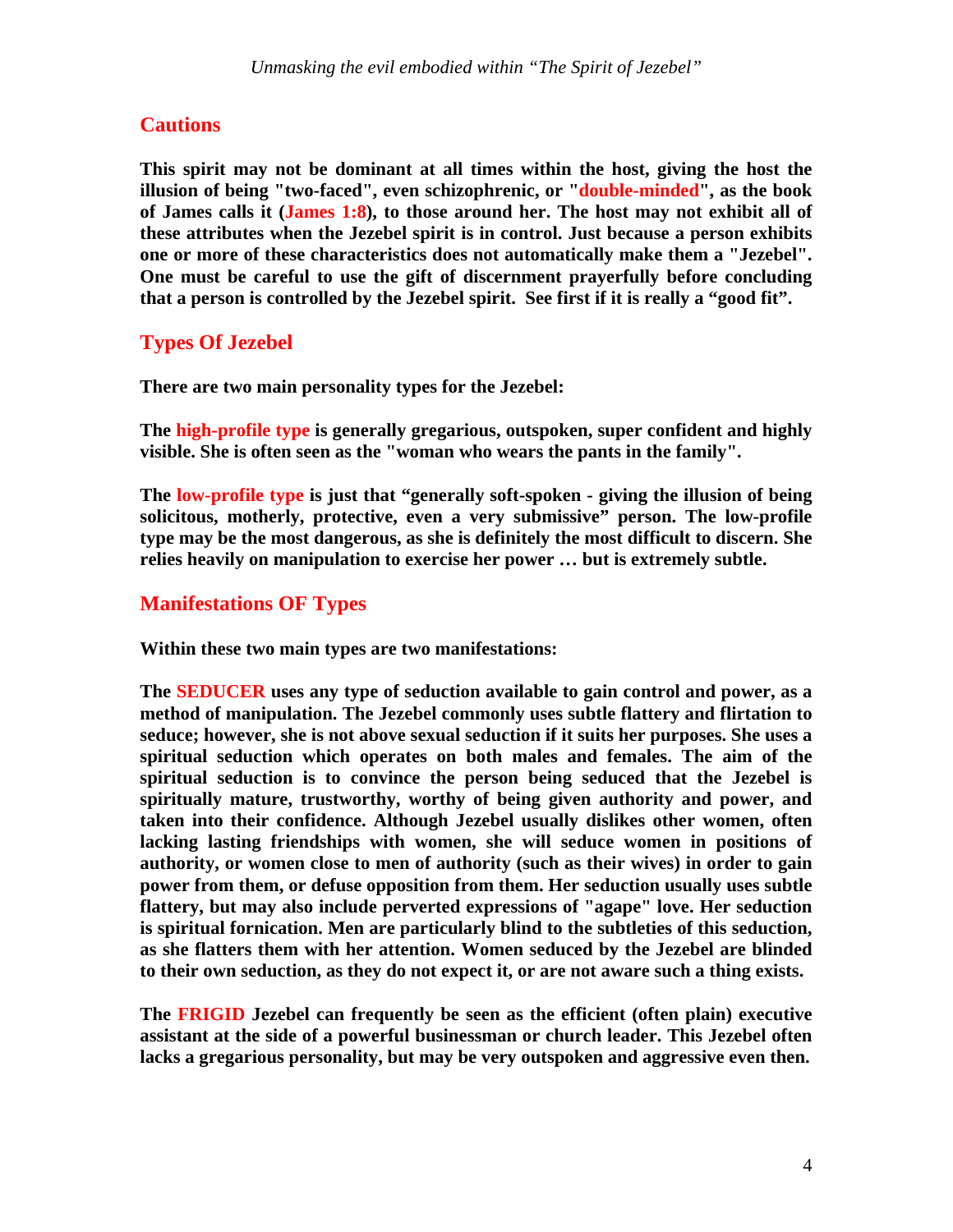## Cautions

**This spirit may not be dominant at all times within the host, giving the host the illusion of being "two-faced", even schizophrenic, or "double-minded", as the book of James calls it (James 1:8), to those around her. The host may not exhibit all of these attributes when the Jezebel spirit is in control. Just because a person exhibits one or more of these characteristics does not automatically make them a "Jezebel". One must be careful to use the gift of discernment prayerfully before concluding that a person is controlled by the Jezebel spirit. See first if it is really a "good fit".**

## Types Of Jezebel

**There are two main personality types for the Jezebel:**

**The high-profile type is generally gregarious, outspoken, super confident and highly visible. She is often seen as the "woman who wears the pants in the family".**

**The low-profile type is just that "generally soft-spoken - giving the illusion of being solicitous, motherly, protective, even a very submissive" person. The low-profile type may be the most dangerous, as she is definitely the most difficult to discern. She relies heavily on manipulation to exercise her power … but is extremely subtle.**

## Manifestations OF Types

**Within these two main types are two manifestations:**

**The SEDUCER uses any type of seduction available to gain control and power, as a method of manipulation. The Jezebel commonly uses subtle flattery and flirtation to seduce; however, she is not above sexual seduction if it suits her purposes. She uses a spiritual seduction which operates on both males and females. The aim of the spiritual seduction is to convince the person being seduced that the Jezebel is spiritually mature, trustworthy, worthy of being given authority and power, and taken into their confidence. Although Jezebel usually dislikes other women, often lacking lasting friendships with women, she will seduce women in positions of authority, or women close to men of authority (such as their wives) in order to gain power from them, or defuse opposition from them. Her seduction usually uses subtle flattery, but may also include perverted expressions of "agape" love. Her seduction is spiritual fornication. Men are particularly blind to the subtleties of this seduction, as she flatters them with her attention. Women seduced by the Jezebel are blinded to their own seduction, as they do not expect it, or are not aware such a thing exists.**

**The FRIGID Jezebel can frequently be seen as the efficient (often plain) executive assistant at the side of a powerful businessman or church leader. This Jezebel often lacks a gregarious personality, but may be very outspoken and aggressive even then.**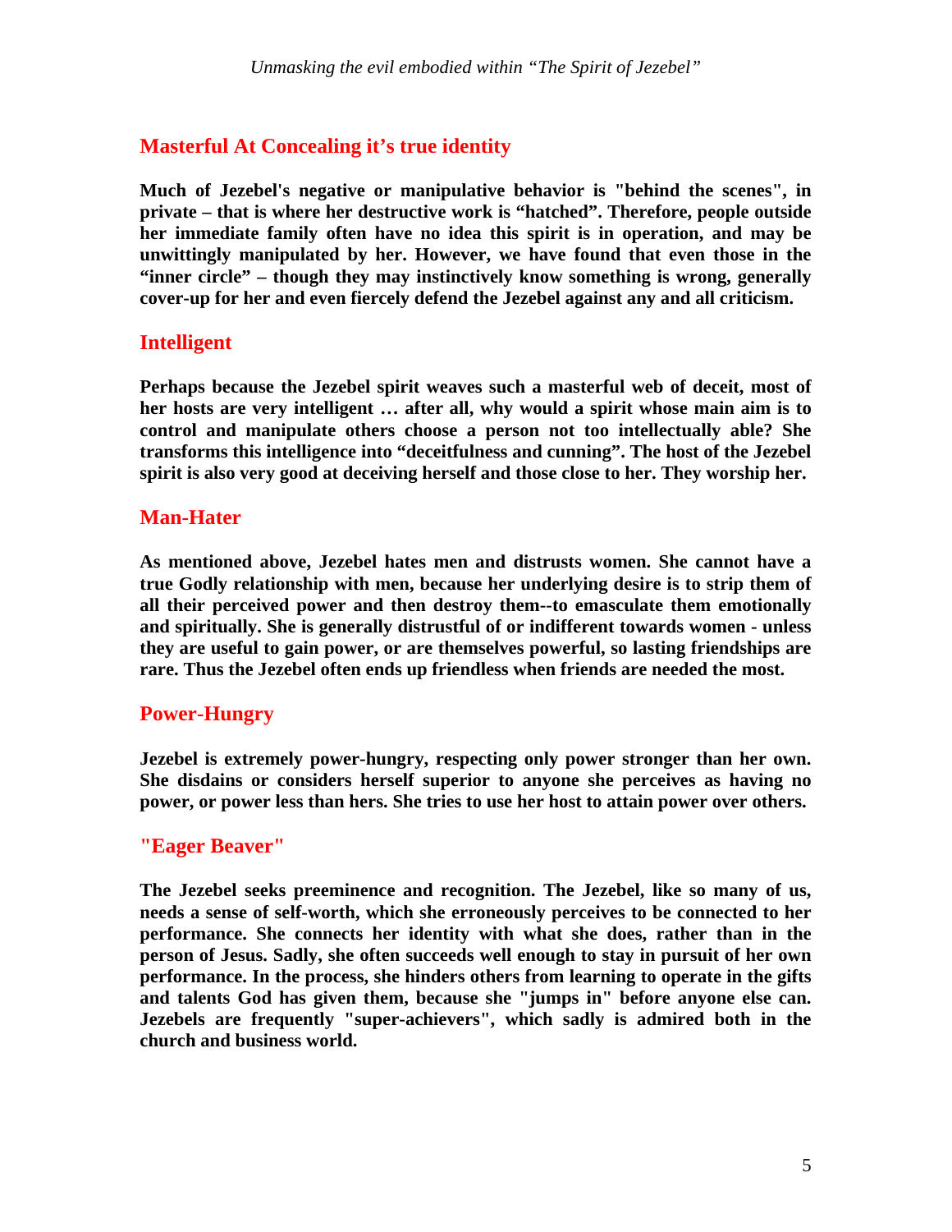## Masterful At Concealing it's true identity

**Much of Jezebel's negative or manipulative behavior is "behind the scenes", in private – that is where her destructive work is "hatched". Therefore, people outside her immediate family often have no idea this spirit is in operation, and may be unwittingly manipulated by her. However, we have found that even those in the "inner circle" – though they may instinctively know something is wrong, generally cover-up for her and even fiercely defend the Jezebel against any and all criticism.**

## Intelligent

**Perhaps because the Jezebel spirit weaves such a masterful web of deceit, most of her hosts are very intelligent … after all, why would a spirit whose main aim is to control and manipulate others choose a person not too intellectually able? She transforms this intelligence into "deceitfulness and cunning". The host of the Jezebel spirit is also very good at deceiving herself and those close to her. They worship her.**

## Man-Hater

**As mentioned above, Jezebel hates men and distrusts women. She cannot have a true Godly relationship with men, because her underlying desire is to strip them of all their perceived power and then destroy them--to emasculate them emotionally and spiritually. She is generally distrustful of or indifferent towards women - unless they are useful to gain power, or are themselves powerful, so lasting friendships are rare. Thus the Jezebel often ends up friendless when friends are needed the most.**

## Power-Hungry

**Jezebel is extremely power-hungry, respecting only power stronger than her own. She disdains or considers herself superior to anyone she perceives as having no power, or power less than hers. She tries to use her host to attain power over others.**

## "Eager Beaver"

**The Jezebel seeks preeminence and recognition. The Jezebel, like so many of us, needs a sense of self-worth, which she erroneously perceives to be connected to her performance. She connects her identity with what she does, rather than in the person of Jesus. Sadly, she often succeeds well enough to stay in pursuit of her own performance. In the process, she hinders others from learning to operate in the gifts and talents God has given them, because she "jumps in" before anyone else can. Jezebels are frequently "super-achievers", which sadly is admired both in the church and business world.**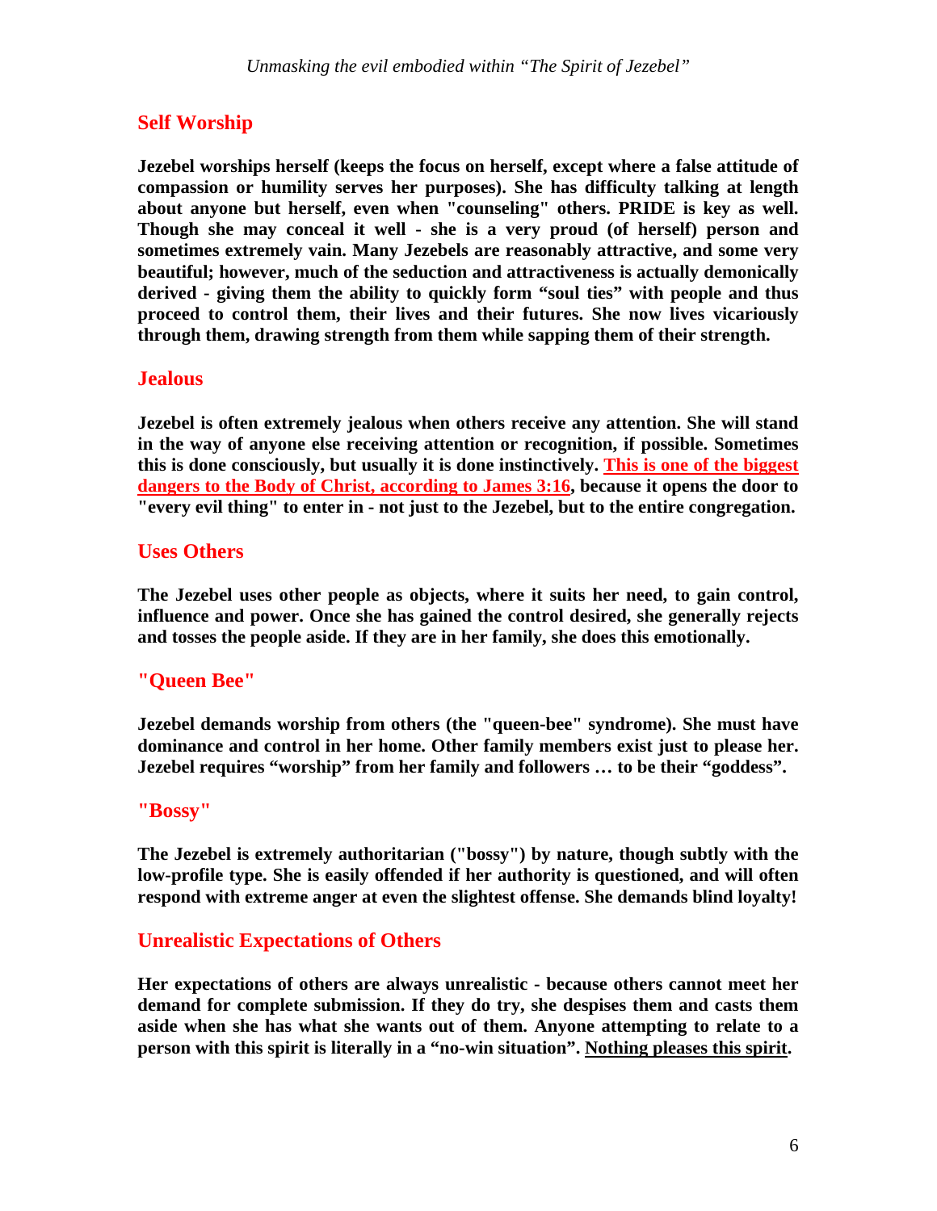## Self Worship

**Jezebel worships herself (keeps the focus on herself, except where a false attitude of compassion or humility serves her purposes). She has difficulty talking at length about anyone but herself, even when "counseling" others. PRIDE is key as well. Though she may conceal it well - she is a very proud (of herself) person and sometimes extremely vain. Many Jezebels are reasonably attractive, and some very beautiful; however, much of the seduction and attractiveness is actually demonically derived - giving them the ability to quickly form "soul ties" with people and thus proceed to control them, their lives and their futures. She now lives vicariously through them, drawing strength from them while sapping them of their strength.**

## Jealous

**Jezebel is often extremely jealous when others receive any attention. She will stand in the way of anyone else receiving attention or recognition, if possible. Sometimes this is done consciously, but usually it is done instinctively. This is one of the biggest dangers to the Body of Christ, according to James 3:16, because it opens the door to "every evil thing" to enter in - not just to the Jezebel, but to the entire congregation.**

## Uses Others

**The Jezebel uses other people as objects, where it suits her need, to gain control, influence and power. Once she has gained the control desired, she generally rejects and tosses the people aside. If they are in her family, she does this emotionally.**

## "Queen Bee"

**Jezebel demands worship from others (the "queen-bee" syndrome). She must have dominance and control in her home. Other family members exist just to please her. Jezebel requires "worship" from her family and followers … to be their "goddess".**

## "Bossy"

**The Jezebel is extremely authoritarian ("bossy") by nature, though subtly with the low-profile type. She is easily offended if her authority is questioned, and will often respond with extreme anger at even the slightest offense. She demands blind loyalty!**

## Unrealistic Expectations of Others

**Her expectations of others are always unrealistic - because others cannot meet her demand for complete submission. If they do try, she despises them and casts them aside when she has what she wants out of them. Anyone attempting to relate to a person with this spirit is literally in a "no-win situation". Nothing pleases this spirit.**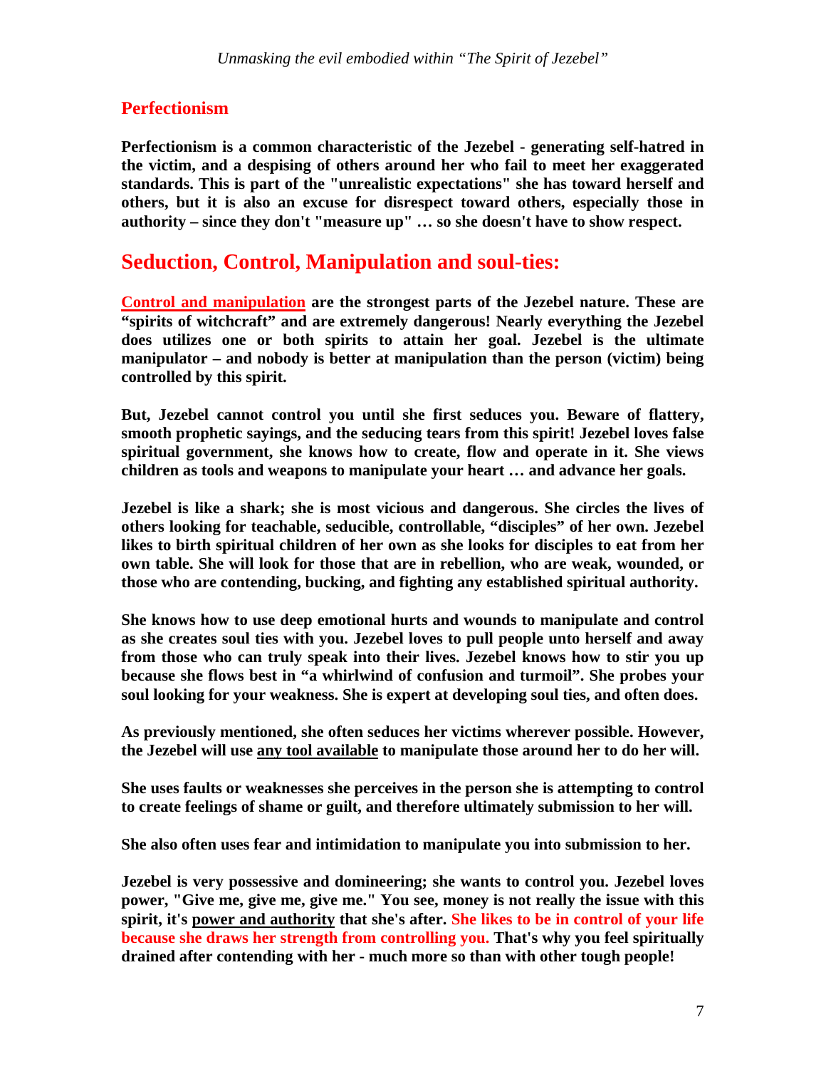## Perfectionism

**Perfectionism is a common characteristic of the Jezebel - generating self-hatred in the victim, and a despising of others around her who fail to meet her exaggerated standards. This is part of the "unrealistic expectations" she has toward herself and others, but it is also an excuse for disrespect toward others, especially those in authority – since they don't "measure up" … so she doesn't have to show respect.**

# Seduction, Control, Manipulation and soul-ties:

**Control and manipulation are the strongest parts of the Jezebel nature. These are "spirits of witchcraft" and are extremely dangerous! Nearly everything the Jezebel does utilizes one or both spirits to attain her goal. Jezebel is the ultimate manipulator – and nobody is better at manipulation than the person (victim) being controlled by this spirit.**

**But, Jezebel cannot control you until she first seduces you. Beware of flattery, smooth prophetic sayings, and the seducing tears from this spirit! Jezebel loves false spiritual government, she knows how to create, flow and operate in it. She views children as tools and weapons to manipulate your heart … and advance her goals.**

**Jezebel is like a shark; she is most vicious and dangerous. She circles the lives of others looking for teachable, seducible, controllable, "disciples" of her own. Jezebel likes to birth spiritual children of her own as she looks for disciples to eat from her own table. She will look for those that are in rebellion, who are weak, wounded, or those who are contending, bucking, and fighting any established spiritual authority.**

**She knows how to use deep emotional hurts and wounds to manipulate and control as she creates soul ties with you. Jezebel loves to pull people unto herself and away from those who can truly speak into their lives. Jezebel knows how to stir you up because she flows best in "a whirlwind of confusion and turmoil". She probes your soul looking for your weakness. She is expert at developing soul ties, and often does.**

**As previously mentioned, she often seduces her victims wherever possible. However, the Jezebel will use any tool available to manipulate those around her to do her will.**

**She uses faults or weaknesses she perceives in the person she is attempting to control to create feelings of shame or guilt, and therefore ultimately submission to her will.**

**She also often uses fear and intimidation to manipulate you into submission to her.**

**Jezebel is very possessive and domineering; she wants to control you. Jezebel loves power, "Give me, give me, give me." You see, money is not really the issue with this spirit, it's power and authority that she's after. She likes to be in control of your life because she draws her strength from controlling you. That's why you feel spiritually drained after contending with her - much more so than with other tough people!**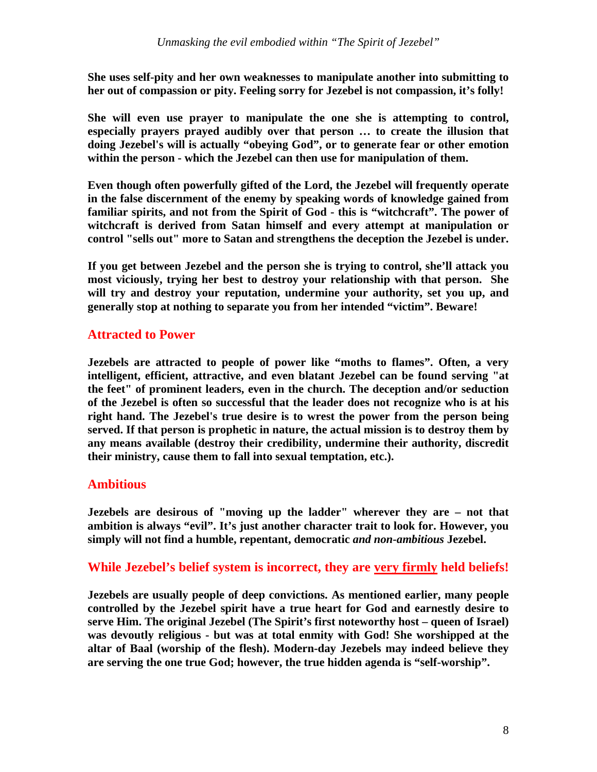**She uses self-pity and her own weaknesses to manipulate another into submitting to her out of compassion or pity. Feeling sorry for Jezebel is not compassion, it's folly!**

**She will even use prayer to manipulate the one she is attempting to control, especially prayers prayed audibly over that person … to create the illusion that doing Jezebel's will is actually "obeying God", or to generate fear or other emotion within the person - which the Jezebel can then use for manipulation of them.**

**Even though often powerfully gifted of the Lord, the Jezebel will frequently operate in the false discernment of the enemy by speaking words of knowledge gained from familiar spirits, and not from the Spirit of God - this is "witchcraft". The power of witchcraft is derived from Satan himself and every attempt at manipulation or control "sells out" more to Satan and strengthens the deception the Jezebel is under.**

**If you get between Jezebel and the person she is trying to control, she'll attack you most viciously, trying her best to destroy your relationship with that person. She will try and destroy your reputation, undermine your authority, set you up, and generally stop at nothing to separate you from her intended "victim". Beware!**

## Attracted to Power

**Jezebels are attracted to people of power like "moths to flames". Often, a very intelligent, efficient, attractive, and even blatant Jezebel can be found serving "at the feet" of prominent leaders, even in the church. The deception and/or seduction of the Jezebel is often so successful that the leader does not recognize who is at his right hand. The Jezebel's true desire is to wrest the power from the person being served. If that person is prophetic in nature, the actual mission is to destroy them by any means available (destroy their credibility, undermine their authority, discredit their ministry, cause them to fall into sexual temptation, etc.).**

## Ambitious

**Jezebels are desirous of "moving up the ladder" wherever they are – not that ambition is always "evil". It's just another character trait to look for. However, you simply will not find a humble, repentant, democratic *and non-ambitious* Jezebel.**

## While Jezebel's belief system is incorrect, they are <u>very firmly</u> held beliefs!

**Jezebels are usually people of deep convictions. As mentioned earlier, many people controlled by the Jezebel spirit have a true heart for God and earnestly desire to serve Him. The original Jezebel (The Spirit's first noteworthy host – queen of Israel) was devoutly religious - but was at total enmity with God! She worshipped at the altar of Baal (worship of the flesh). Modern-day Jezebels may indeed believe they are serving the one true God; however, the true hidden agenda is "self-worship".**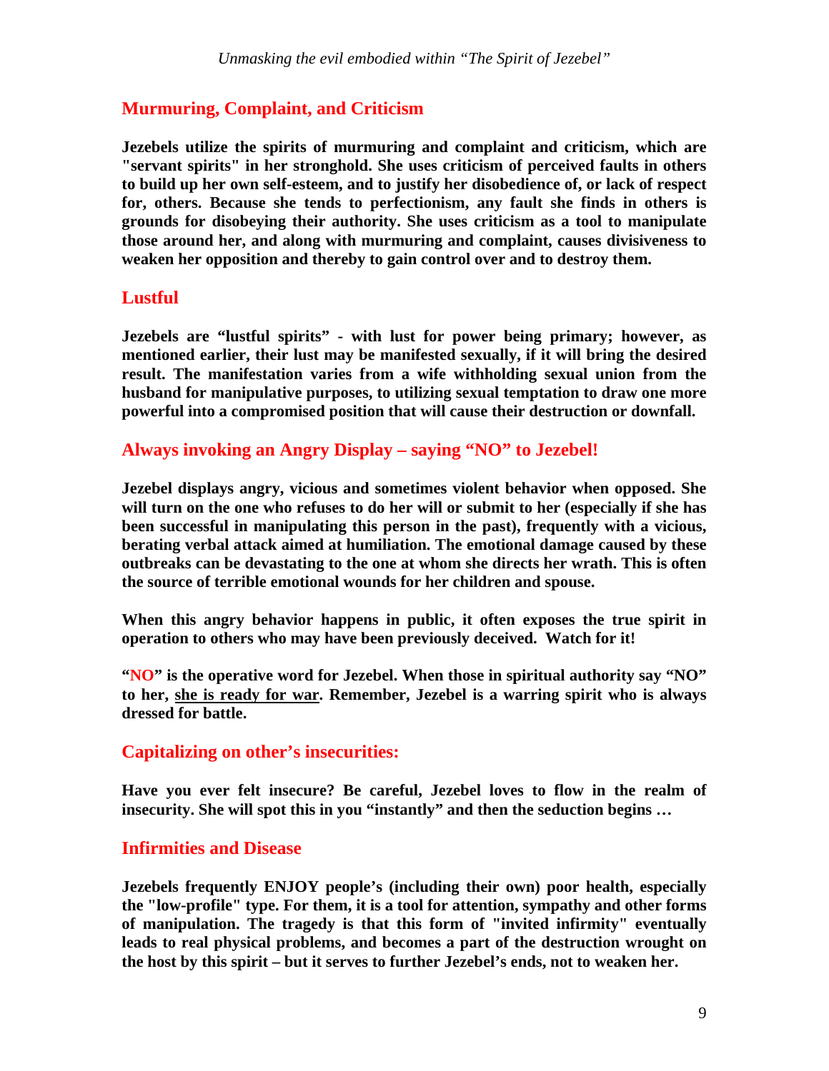## Murmuring, Complaint, and Criticism

**Jezebels utilize the spirits of murmuring and complaint and criticism, which are "servant spirits" in her stronghold. She uses criticism of perceived faults in others to build up her own self-esteem, and to justify her disobedience of, or lack of respect for, others. Because she tends to perfectionism, any fault she finds in others is grounds for disobeying their authority. She uses criticism as a tool to manipulate those around her, and along with murmuring and complaint, causes divisiveness to weaken her opposition and thereby to gain control over and to destroy them.**

## Lustful

**Jezebels are "lustful spirits" - with lust for power being primary; however, as mentioned earlier, their lust may be manifested sexually, if it will bring the desired result. The manifestation varies from a wife withholding sexual union from the husband for manipulative purposes, to utilizing sexual temptation to draw one more powerful into a compromised position that will cause their destruction or downfall.**

## Always invoking an Angry Display – saying "NO" to Jezebel!

**Jezebel displays angry, vicious and sometimes violent behavior when opposed. She will turn on the one who refuses to do her will or submit to her (especially if she has been successful in manipulating this person in the past), frequently with a vicious, berating verbal attack aimed at humiliation. The emotional damage caused by these outbreaks can be devastating to the one at whom she directs her wrath. This is often the source of terrible emotional wounds for her children and spouse.**

**When this angry behavior happens in public, it often exposes the true spirit in operation to others who may have been previously deceived. Watch for it!**

**"NO" is the operative word for Jezebel. When those in spiritual authority say "NO" to her, <u>she is ready for war</u>. Remember, Jezebel is a warring spirit who is always dressed for battle.**

## Capitalizing on other's insecurities:

**Have you ever felt insecure? Be careful, Jezebel loves to flow in the realm of insecurity. She will spot this in you "instantly" and then the seduction begins …**

## Infirmities and Disease

**Jezebels frequently ENJOY people's (including their own) poor health, especially the "low-profile" type. For them, it is a tool for attention, sympathy and other forms of manipulation. The tragedy is that this form of "invited infirmity" eventually leads to real physical problems, and becomes a part of the destruction wrought on the host by this spirit – but it serves to further Jezebel's ends, not to weaken her.**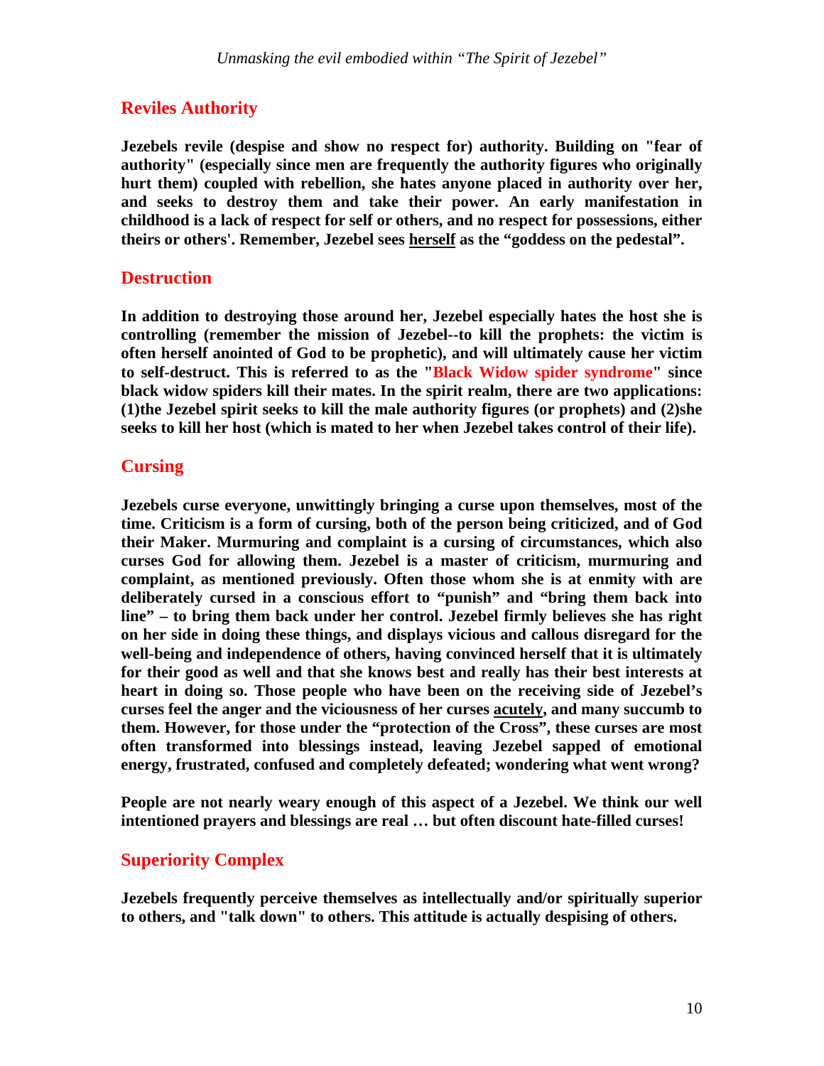## Reviles Authority

**Jezebels revile (despise and show no respect for) authority. Building on "fear of authority" (especially since men are frequently the authority figures who originally hurt them) coupled with rebellion, she hates anyone placed in authority over her, and seeks to destroy them and take their power. An early manifestation in childhood is a lack of respect for self or others, and no respect for possessions, either theirs or others'. Remember, Jezebel sees herself as the "goddess on the pedestal".**

## Destruction

**In addition to destroying those around her, Jezebel especially hates the host she is controlling (remember the mission of Jezebel--to kill the prophets: the victim is often herself anointed of God to be prophetic), and will ultimately cause her victim to self-destruct. This is referred to as the "Black Widow spider syndrome" since black widow spiders kill their mates. In the spirit realm, there are two applications: (1)the Jezebel spirit seeks to kill the male authority figures (or prophets) and (2)she seeks to kill her host (which is mated to her when Jezebel takes control of their life).**

## Cursing

**Jezebels curse everyone, unwittingly bringing a curse upon themselves, most of the time. Criticism is a form of cursing, both of the person being criticized, and of God their Maker. Murmuring and complaint is a cursing of circumstances, which also curses God for allowing them. Jezebel is a master of criticism, murmuring and complaint, as mentioned previously. Often those whom she is at enmity with are deliberately cursed in a conscious effort to "punish" and "bring them back into line" – to bring them back under her control. Jezebel firmly believes she has right on her side in doing these things, and displays vicious and callous disregard for the well-being and independence of others, having convinced herself that it is ultimately for their good as well and that she knows best and really has their best interests at heart in doing so. Those people who have been on the receiving side of Jezebel's curses feel the anger and the viciousness of her curses acutely, and many succumb to them. However, for those under the "protection of the Cross", these curses are most often transformed into blessings instead, leaving Jezebel sapped of emotional energy, frustrated, confused and completely defeated; wondering what went wrong?**

**People are not nearly weary enough of this aspect of a Jezebel. We think our well intentioned prayers and blessings are real … but often discount hate-filled curses!**

## Superiority Complex

**Jezebels frequently perceive themselves as intellectually and/or spiritually superior to others, and "talk down" to others. This attitude is actually despising of others.**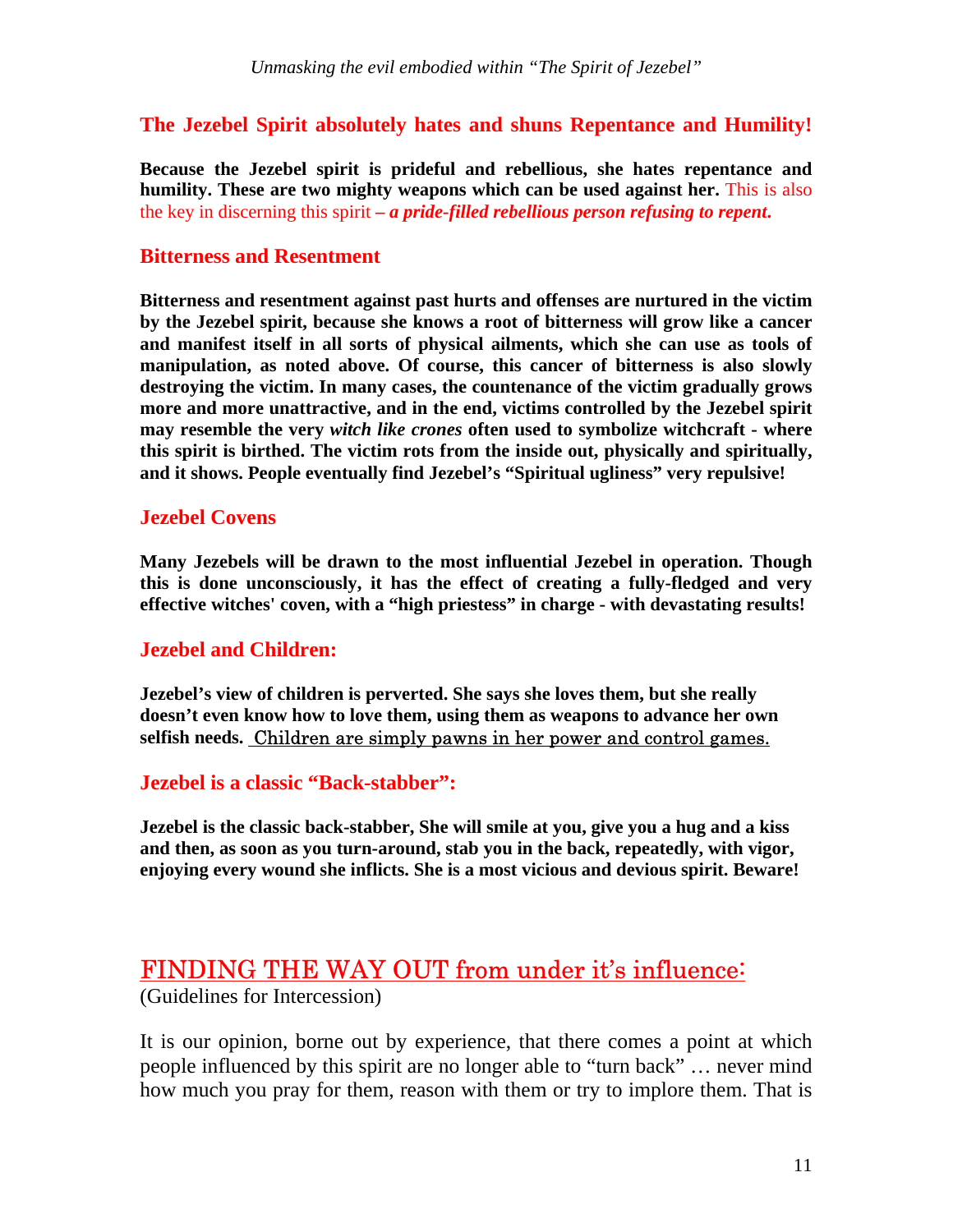## The Jezebel Spirit absolutely hates and shuns Repentance and Humility!

**Because the Jezebel spirit is prideful and rebellious, she hates repentance and humility. These are two mighty weapons which can be used against her.** This is also the key in discerning this spirit **– *a pride-filled rebellious person refusing to repent.***

### Bitterness and Resentment

**Bitterness and resentment against past hurts and offenses are nurtured in the victim by the Jezebel spirit, because she knows a root of bitterness will grow like a cancer and manifest itself in all sorts of physical ailments, which she can use as tools of manipulation, as noted above. Of course, this cancer of bitterness is also slowly destroying the victim. In many cases, the countenance of the victim gradually grows more and more unattractive, and in the end, victims controlled by the Jezebel spirit may resemble the very *witch like crones* often used to symbolize witchcraft - where this spirit is birthed. The victim rots from the inside out, physically and spiritually, and it shows. People eventually find Jezebel's "Spiritual ugliness" very repulsive!**

### Jezebel Covens

**Many Jezebels will be drawn to the most influential Jezebel in operation. Though this is done unconsciously, it has the effect of creating a fully-fledged and very effective witches' coven, with a "high priestess" in charge - with devastating results!**

### Jezebel and Children:

**Jezebel's view of children is perverted. She says she loves them, but she really doesn't even know how to love them, using them as weapons to advance her own selfish needs.** <u>Children are simply pawns in her power and control games.</u>

### Jezebel is a classic "Back-stabber":

**Jezebel is the classic back-stabber, She will smile at you, give you a hug and a kiss and then, as soon as you turn-around, stab you in the back, repeatedly, with vigor, enjoying every wound she inflicts. She is a most vicious and devious spirit. Beware!**

## <u>FINDING THE WAY OUT from under it's influence:</u>

(Guidelines for Intercession)

It is our opinion, borne out by experience, that there comes a point at which people influenced by this spirit are no longer able to "turn back" … never mind how much you pray for them, reason with them or try to implore them. That is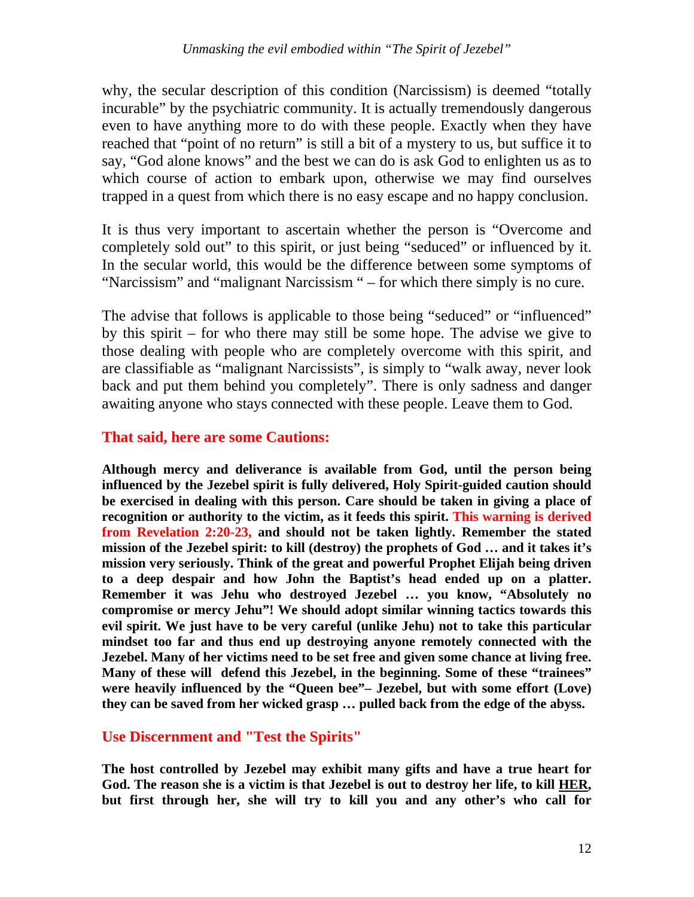why, the secular description of this condition (Narcissism) is deemed "totally incurable" by the psychiatric community. It is actually tremendously dangerous even to have anything more to do with these people. Exactly when they have reached that "point of no return" is still a bit of a mystery to us, but suffice it to say, "God alone knows" and the best we can do is ask God to enlighten us as to which course of action to embark upon, otherwise we may find ourselves trapped in a quest from which there is no easy escape and no happy conclusion.

It is thus very important to ascertain whether the person is "Overcome and completely sold out" to this spirit, or just being "seduced" or influenced by it. In the secular world, this would be the difference between some symptoms of "Narcissism" and "malignant Narcissism " – for which there simply is no cure.

The advise that follows is applicable to those being "seduced" or "influenced" by this spirit – for who there may still be some hope. The advise we give to those dealing with people who are completely overcome with this spirit, and are classifiable as "malignant Narcissists", is simply to "walk away, never look back and put them behind you completely". There is only sadness and danger awaiting anyone who stays connected with these people. Leave them to God.

## That said, here are some Cautions:

**Although mercy and deliverance is available from God, until the person being influenced by the Jezebel spirit is fully delivered, Holy Spirit-guided caution should be exercised in dealing with this person. Care should be taken in giving a place of recognition or authority to the victim, as it feeds this spirit. This warning is derived from Revelation 2:20-23, and should not be taken lightly. Remember the stated mission of the Jezebel spirit: to kill (destroy) the prophets of God … and it takes it's mission very seriously. Think of the great and powerful Prophet Elijah being driven to a deep despair and how John the Baptist's head ended up on a platter. Remember it was Jehu who destroyed Jezebel … you know, "Absolutely no compromise or mercy Jehu"! We should adopt similar winning tactics towards this evil spirit. We just have to be very careful (unlike Jehu) not to take this particular mindset too far and thus end up destroying anyone remotely connected with the Jezebel. Many of her victims need to be set free and given some chance at living free. Many of these will defend this Jezebel, in the beginning. Some of these "trainees" were heavily influenced by the "Queen bee"– Jezebel, but with some effort (Love) they can be saved from her wicked grasp … pulled back from the edge of the abyss.**

## Use Discernment and "Test the Spirits"

**The host controlled by Jezebel may exhibit many gifts and have a true heart for God. The reason she is a victim is that Jezebel is out to destroy her life, to kill <u>HER</u>, but first through her, she will try to kill you and any other's who call for**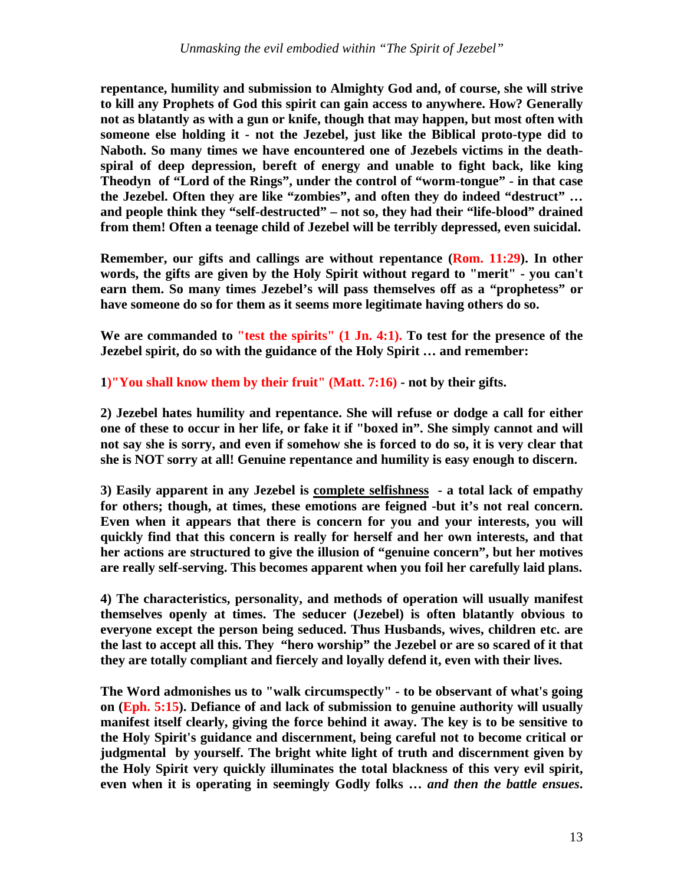**repentance, humility and submission to Almighty God and, of course, she will strive to kill any Prophets of God this spirit can gain access to anywhere. How? Generally not as blatantly as with a gun or knife, though that may happen, but most often with someone else holding it - not the Jezebel, just like the Biblical proto-type did to Naboth. So many times we have encountered one of Jezebels victims in the death-spiral of deep depression, bereft of energy and unable to fight back, like king Theodyn of "Lord of the Rings", under the control of "worm-tongue" - in that case the Jezebel. Often they are like "zombies", and often they do indeed "destruct" … and people think they "self-destructed" – not so, they had their "life-blood" drained from them! Often a teenage child of Jezebel will be terribly depressed, even suicidal.**

**Remember, our gifts and callings are without repentance (Rom. 11:29). In other words, the gifts are given by the Holy Spirit without regard to "merit" - you can't earn them. So many times Jezebel's will pass themselves off as a "prophetess" or have someone do so for them as it seems more legitimate having others do so.**

**We are commanded to "test the spirits" (1 Jn. 4:1). To test for the presence of the Jezebel spirit, do so with the guidance of the Holy Spirit … and remember:**

**1)"You shall know them by their fruit" (Matt. 7:16) - not by their gifts.**

**2) Jezebel hates humility and repentance. She will refuse or dodge a call for either one of these to occur in her life, or fake it if "boxed in". She simply cannot and will not say she is sorry, and even if somehow she is forced to do so, it is very clear that she is NOT sorry at all! Genuine repentance and humility is easy enough to discern.**

**3) Easily apparent in any Jezebel is <u>complete selfishness</u> - a total lack of empathy for others; though, at times, these emotions are feigned -but it's not real concern. Even when it appears that there is concern for you and your interests, you will quickly find that this concern is really for herself and her own interests, and that her actions are structured to give the illusion of "genuine concern", but her motives are really self-serving. This becomes apparent when you foil her carefully laid plans.**

**4) The characteristics, personality, and methods of operation will usually manifest themselves openly at times. The seducer (Jezebel) is often blatantly obvious to everyone except the person being seduced. Thus Husbands, wives, children etc. are the last to accept all this. They "hero worship" the Jezebel or are so scared of it that they are totally compliant and fiercely and loyally defend it, even with their lives.**

**The Word admonishes us to "walk circumspectly" - to be observant of what's going on (Eph. 5:15). Defiance of and lack of submission to genuine authority will usually manifest itself clearly, giving the force behind it away. The key is to be sensitive to the Holy Spirit's guidance and discernment, being careful not to become critical or judgmental by yourself. The bright white light of truth and discernment given by the Holy Spirit very quickly illuminates the total blackness of this very evil spirit, even when it is operating in seemingly Godly folks … *and then the battle ensues.***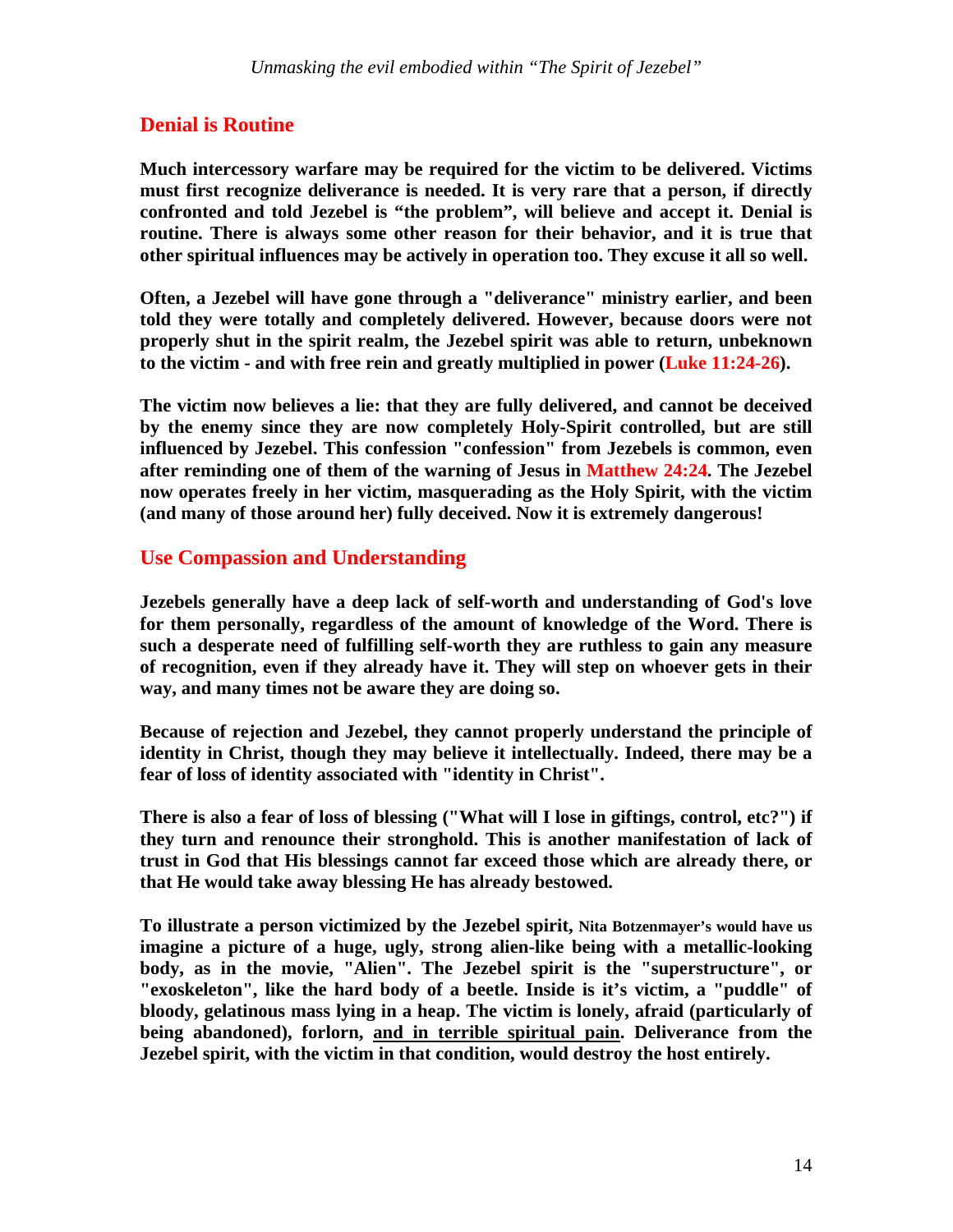## Denial is Routine

**Much intercessory warfare may be required for the victim to be delivered. Victims must first recognize deliverance is needed. It is very rare that a person, if directly confronted and told Jezebel is "the problem", will believe and accept it. Denial is routine. There is always some other reason for their behavior, and it is true that other spiritual influences may be actively in operation too. They excuse it all so well.**

**Often, a Jezebel will have gone through a "deliverance" ministry earlier, and been told they were totally and completely delivered. However, because doors were not properly shut in the spirit realm, the Jezebel spirit was able to return, unbeknown to the victim - and with free rein and greatly multiplied in power (Luke 11:24-26).**

**The victim now believes a lie: that they are fully delivered, and cannot be deceived by the enemy since they are now completely Holy-Spirit controlled, but are still influenced by Jezebel. This confession "confession" from Jezebels is common, even after reminding one of them of the warning of Jesus in Matthew 24:24. The Jezebel now operates freely in her victim, masquerading as the Holy Spirit, with the victim (and many of those around her) fully deceived. Now it is extremely dangerous!**

## Use Compassion and Understanding

**Jezebels generally have a deep lack of self-worth and understanding of God's love for them personally, regardless of the amount of knowledge of the Word. There is such a desperate need of fulfilling self-worth they are ruthless to gain any measure of recognition, even if they already have it. They will step on whoever gets in their way, and many times not be aware they are doing so.**

**Because of rejection and Jezebel, they cannot properly understand the principle of identity in Christ, though they may believe it intellectually. Indeed, there may be a fear of loss of identity associated with "identity in Christ".**

**There is also a fear of loss of blessing ("What will I lose in giftings, control, etc?") if they turn and renounce their stronghold. This is another manifestation of lack of trust in God that His blessings cannot far exceed those which are already there, or that He would take away blessing He has already bestowed.**

**To illustrate a person victimized by the Jezebel spirit, Nita Botzenmayer's would have us imagine a picture of a huge, ugly, strong alien-like being with a metallic-looking body, as in the movie, "Alien". The Jezebel spirit is the "superstructure", or "exoskeleton", like the hard body of a beetle. Inside is it's victim, a "puddle" of bloody, gelatinous mass lying in a heap. The victim is lonely, afraid (particularly of being abandoned), forlorn, <u>and in terrible spiritual pain</u>. Deliverance from the Jezebel spirit, with the victim in that condition, would destroy the host entirely.**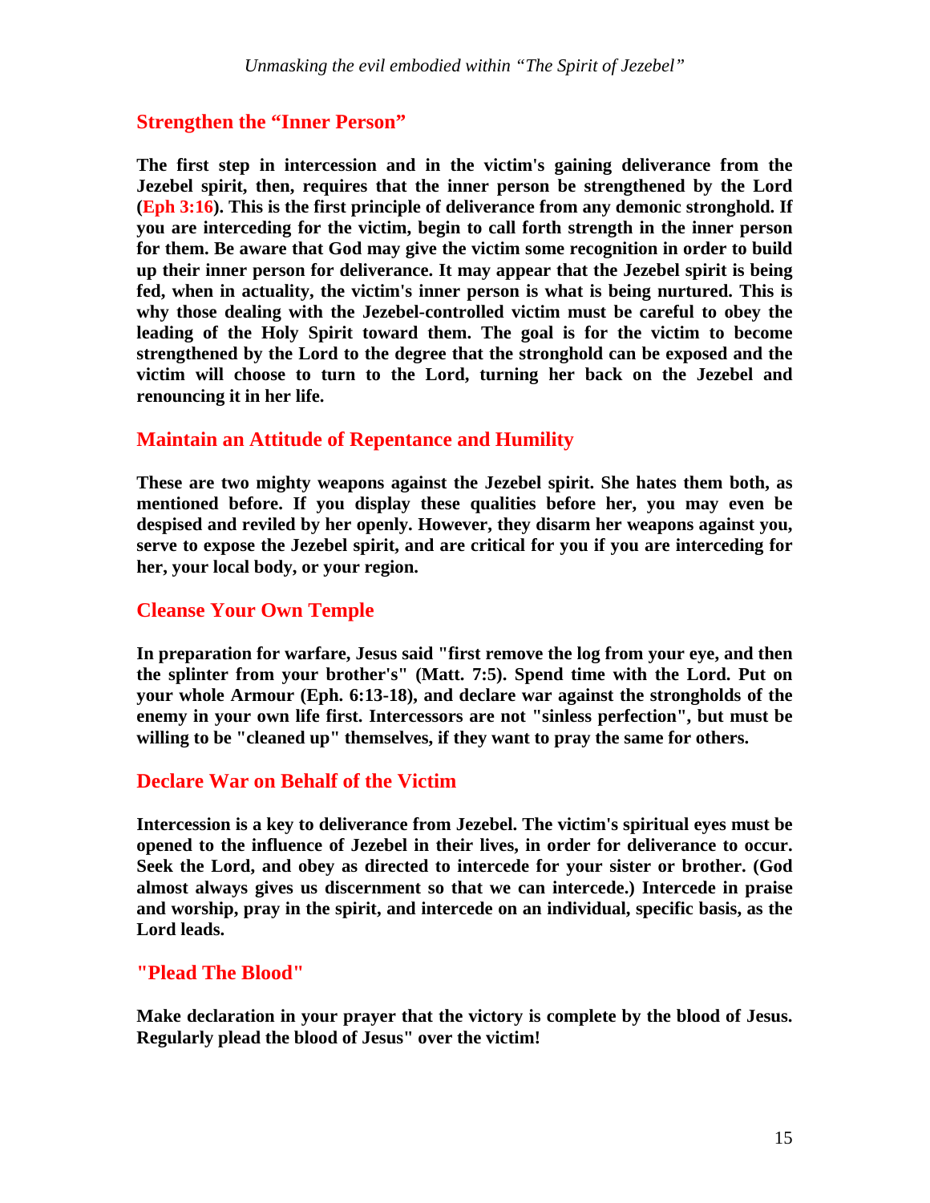## Strengthen the "Inner Person"

**The first step in intercession and in the victim's gaining deliverance from the Jezebel spirit, then, requires that the inner person be strengthened by the Lord (Eph 3:16). This is the first principle of deliverance from any demonic stronghold. If you are interceding for the victim, begin to call forth strength in the inner person for them. Be aware that God may give the victim some recognition in order to build up their inner person for deliverance. It may appear that the Jezebel spirit is being fed, when in actuality, the victim's inner person is what is being nurtured. This is why those dealing with the Jezebel-controlled victim must be careful to obey the leading of the Holy Spirit toward them. The goal is for the victim to become strengthened by the Lord to the degree that the stronghold can be exposed and the victim will choose to turn to the Lord, turning her back on the Jezebel and renouncing it in her life.**

## Maintain an Attitude of Repentance and Humility

**These are two mighty weapons against the Jezebel spirit. She hates them both, as mentioned before. If you display these qualities before her, you may even be despised and reviled by her openly. However, they disarm her weapons against you, serve to expose the Jezebel spirit, and are critical for you if you are interceding for her, your local body, or your region.**

## Cleanse Your Own Temple

**In preparation for warfare, Jesus said "first remove the log from your eye, and then the splinter from your brother's" (Matt. 7:5). Spend time with the Lord. Put on your whole Armour (Eph. 6:13-18), and declare war against the strongholds of the enemy in your own life first. Intercessors are not "sinless perfection", but must be willing to be "cleaned up" themselves, if they want to pray the same for others.**

## Declare War on Behalf of the Victim

**Intercession is a key to deliverance from Jezebel. The victim's spiritual eyes must be opened to the influence of Jezebel in their lives, in order for deliverance to occur. Seek the Lord, and obey as directed to intercede for your sister or brother. (God almost always gives us discernment so that we can intercede.) Intercede in praise and worship, pray in the spirit, and intercede on an individual, specific basis, as the Lord leads.**

## "Plead The Blood"

**Make declaration in your prayer that the victory is complete by the blood of Jesus. Regularly plead the blood of Jesus" over the victim!**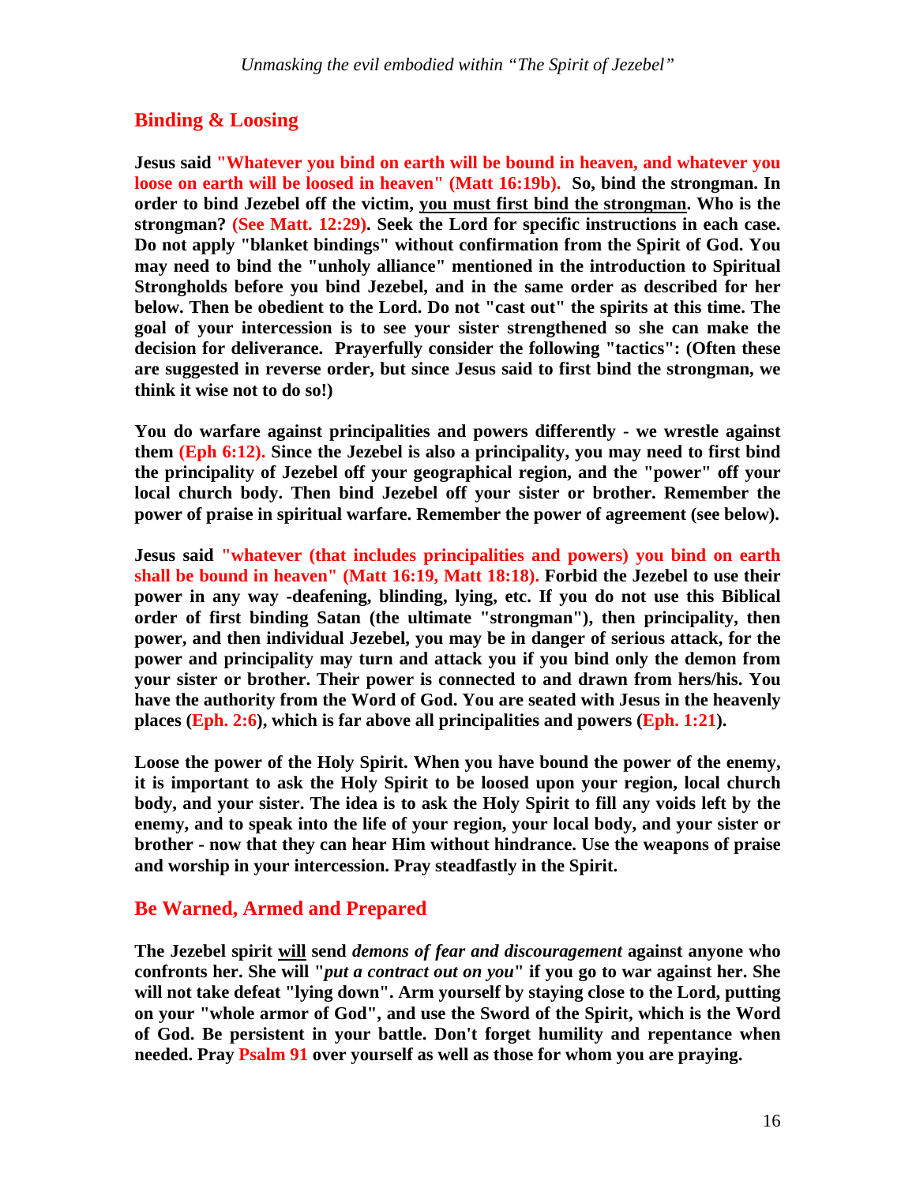## Binding & Loosing

**Jesus said "Whatever you bind on earth will be bound in heaven, and whatever you loose on earth will be loosed in heaven" (Matt 16:19b). So, bind the strongman. In order to bind Jezebel off the victim, <u>you must first bind the strongman</u>. Who is the strongman? (See Matt. 12:29). Seek the Lord for specific instructions in each case. Do not apply "blanket bindings" without confirmation from the Spirit of God. You may need to bind the "unholy alliance" mentioned in the introduction to Spiritual Strongholds before you bind Jezebel, and in the same order as described for her below. Then be obedient to the Lord. Do not "cast out" the spirits at this time. The goal of your intercession is to see your sister strengthened so she can make the decision for deliverance. Prayerfully consider the following "tactics": (Often these are suggested in reverse order, but since Jesus said to first bind the strongman, we think it wise not to do so!)**

**You do warfare against principalities and powers differently - we wrestle against them (Eph 6:12). Since the Jezebel is also a principality, you may need to first bind the principality of Jezebel off your geographical region, and the "power" off your local church body. Then bind Jezebel off your sister or brother. Remember the power of praise in spiritual warfare. Remember the power of agreement (see below).**

**Jesus said "whatever (that includes principalities and powers) you bind on earth shall be bound in heaven" (Matt 16:19, Matt 18:18). Forbid the Jezebel to use their power in any way -deafening, blinding, lying, etc. If you do not use this Biblical order of first binding Satan (the ultimate "strongman"), then principality, then power, and then individual Jezebel, you may be in danger of serious attack, for the power and principality may turn and attack you if you bind only the demon from your sister or brother. Their power is connected to and drawn from hers/his. You have the authority from the Word of God. You are seated with Jesus in the heavenly places (Eph. 2:6), which is far above all principalities and powers (Eph. 1:21).**

**Loose the power of the Holy Spirit. When you have bound the power of the enemy, it is important to ask the Holy Spirit to be loosed upon your region, local church body, and your sister. The idea is to ask the Holy Spirit to fill any voids left by the enemy, and to speak into the life of your region, your local body, and your sister or brother - now that they can hear Him without hindrance. Use the weapons of praise and worship in your intercession. Pray steadfastly in the Spirit.**

## Be Warned, Armed and Prepared

**The Jezebel spirit <u>will</u> send *demons of fear and discouragement* against anyone who confronts her. She will "*put a contract out on you*" if you go to war against her. She will not take defeat "lying down". Arm yourself by staying close to the Lord, putting on your "whole armor of God", and use the Sword of the Spirit, which is the Word of God. Be persistent in your battle. Don't forget humility and repentance when needed. Pray Psalm 91 over yourself as well as those for whom you are praying.**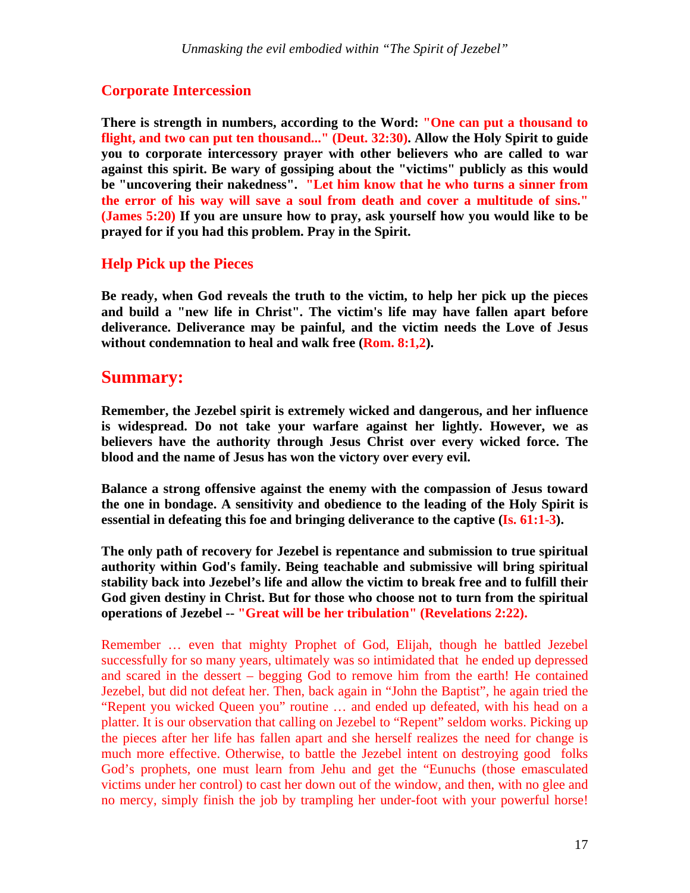## Corporate Intercession

**There is strength in numbers, according to the Word: "One can put a thousand to flight, and two can put ten thousand..." (Deut. 32:30). Allow the Holy Spirit to guide you to corporate intercessory prayer with other believers who are called to war against this spirit. Be wary of gossiping about the "victims" publicly as this would be "uncovering their nakedness". "Let him know that he who turns a sinner from the error of his way will save a soul from death and cover a multitude of sins." (James 5:20) If you are unsure how to pray, ask yourself how you would like to be prayed for if you had this problem. Pray in the Spirit.**

## Help Pick up the Pieces

**Be ready, when God reveals the truth to the victim, to help her pick up the pieces and build a "new life in Christ". The victim's life may have fallen apart before deliverance. Deliverance may be painful, and the victim needs the Love of Jesus without condemnation to heal and walk free (Rom. 8:1,2).**

# Summary:

**Remember, the Jezebel spirit is extremely wicked and dangerous, and her influence is widespread. Do not take your warfare against her lightly. However, we as believers have the authority through Jesus Christ over every wicked force. The blood and the name of Jesus has won the victory over every evil.**

**Balance a strong offensive against the enemy with the compassion of Jesus toward the one in bondage. A sensitivity and obedience to the leading of the Holy Spirit is essential in defeating this foe and bringing deliverance to the captive (Is. 61:1-3).**

**The only path of recovery for Jezebel is repentance and submission to true spiritual authority within God's family. Being teachable and submissive will bring spiritual stability back into Jezebel's life and allow the victim to break free and to fulfill their God given destiny in Christ. But for those who choose not to turn from the spiritual operations of Jezebel -- "Great will be her tribulation" (Revelations 2:22).**

Remember … even that mighty Prophet of God, Elijah, though he battled Jezebel successfully for so many years, ultimately was so intimidated that he ended up depressed and scared in the dessert – begging God to remove him from the earth! He contained Jezebel, but did not defeat her. Then, back again in "John the Baptist", he again tried the "Repent you wicked Queen you" routine … and ended up defeated, with his head on a platter. It is our observation that calling on Jezebel to "Repent" seldom works. Picking up the pieces after her life has fallen apart and she herself realizes the need for change is much more effective. Otherwise, to battle the Jezebel intent on destroying good folks God's prophets, one must learn from Jehu and get the "Eunuchs (those emasculated victims under her control) to cast her down out of the window, and then, with no glee and no mercy, simply finish the job by trampling her under-foot with your powerful horse!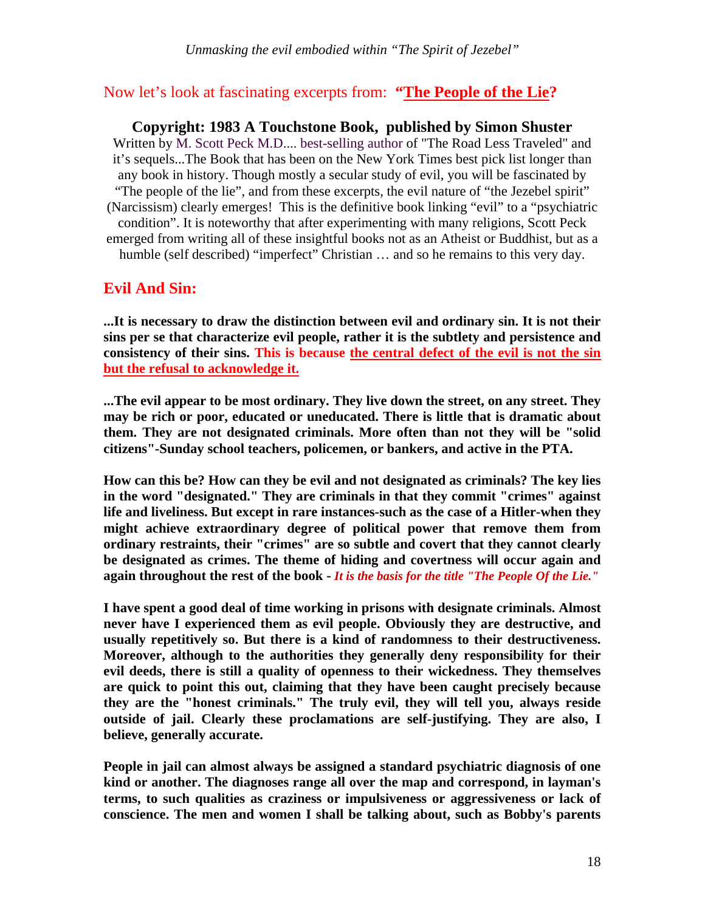Now let's look at fascinating excerpts from: **"The People of the Lie?**

**Copyright: 1983 A Touchstone Book, published by Simon Shuster**

Written by M. Scott Peck M.D.... best-selling author of "The Road Less Traveled" and it's sequels...The Book that has been on the New York Times best pick list longer than any book in history. Though mostly a secular study of evil, you will be fascinated by "The people of the lie", and from these excerpts, the evil nature of "the Jezebel spirit" (Narcissism) clearly emerges! This is the definitive book linking "evil" to a "psychiatric condition". It is noteworthy that after experimenting with many religions, Scott Peck emerged from writing all of these insightful books not as an Atheist or Buddhist, but as a humble (self described) "imperfect" Christian … and so he remains to this very day.

## Evil And Sin:

**...It is necessary to draw the distinction between evil and ordinary sin. It is not their sins per se that characterize evil people, rather it is the subtlety and persistence and consistency of their sins. This is because the central defect of the evil is not the sin but the refusal to acknowledge it.**

**...The evil appear to be most ordinary. They live down the street, on any street. They may be rich or poor, educated or uneducated. There is little that is dramatic about them. They are not designated criminals. More often than not they will be "solid citizens"-Sunday school teachers, policemen, or bankers, and active in the PTA.**

**How can this be? How can they be evil and not designated as criminals? The key lies in the word "designated." They are criminals in that they commit "crimes" against life and liveliness. But except in rare instances-such as the case of a Hitler-when they might achieve extraordinary degree of political power that remove them from ordinary restraints, their "crimes" are so subtle and covert that they cannot clearly be designated as crimes. The theme of hiding and covertness will occur again and again throughout the rest of the book -** ***It is the basis for the title "The People Of the Lie."***

**I have spent a good deal of time working in prisons with designate criminals. Almost never have I experienced them as evil people. Obviously they are destructive, and usually repetitively so. But there is a kind of randomness to their destructiveness. Moreover, although to the authorities they generally deny responsibility for their evil deeds, there is still a quality of openness to their wickedness. They themselves are quick to point this out, claiming that they have been caught precisely because they are the "honest criminals." The truly evil, they will tell you, always reside outside of jail. Clearly these proclamations are self-justifying. They are also, I believe, generally accurate.**

**People in jail can almost always be assigned a standard psychiatric diagnosis of one kind or another. The diagnoses range all over the map and correspond, in layman's terms, to such qualities as craziness or impulsiveness or aggressiveness or lack of conscience. The men and women I shall be talking about, such as Bobby's parents**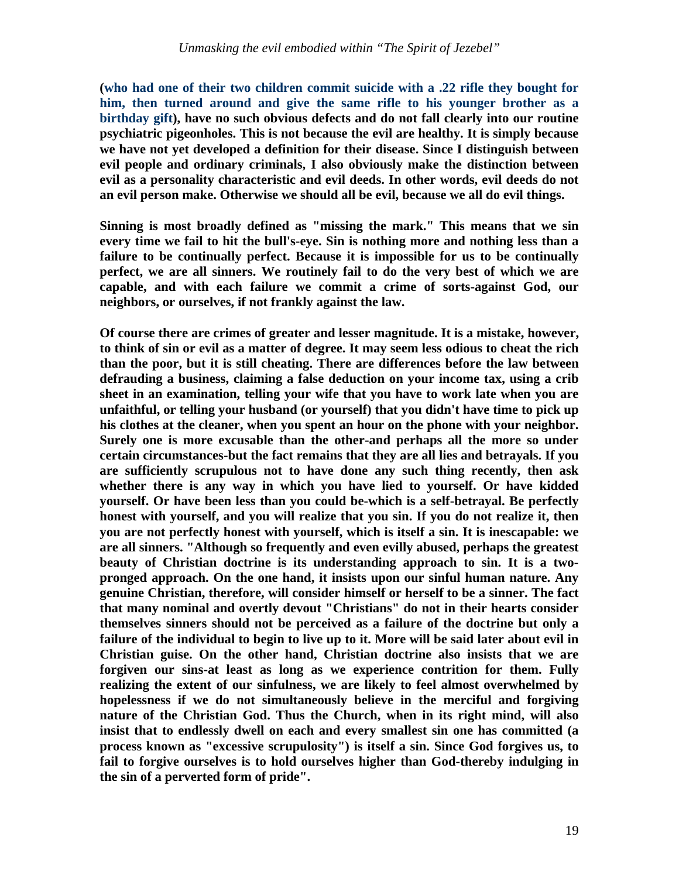**(who had one of their two children commit suicide with a .22 rifle they bought for him, then turned around and give the same rifle to his younger brother as a birthday gift), have no such obvious defects and do not fall clearly into our routine psychiatric pigeonholes. This is not because the evil are healthy. It is simply because we have not yet developed a definition for their disease. Since I distinguish between evil people and ordinary criminals, I also obviously make the distinction between evil as a personality characteristic and evil deeds. In other words, evil deeds do not an evil person make. Otherwise we should all be evil, because we all do evil things.**

**Sinning is most broadly defined as "missing the mark." This means that we sin every time we fail to hit the bull's-eye. Sin is nothing more and nothing less than a failure to be continually perfect. Because it is impossible for us to be continually perfect, we are all sinners. We routinely fail to do the very best of which we are capable, and with each failure we commit a crime of sorts-against God, our neighbors, or ourselves, if not frankly against the law.**

**Of course there are crimes of greater and lesser magnitude. It is a mistake, however, to think of sin or evil as a matter of degree. It may seem less odious to cheat the rich than the poor, but it is still cheating. There are differences before the law between defrauding a business, claiming a false deduction on your income tax, using a crib sheet in an examination, telling your wife that you have to work late when you are unfaithful, or telling your husband (or yourself) that you didn't have time to pick up his clothes at the cleaner, when you spent an hour on the phone with your neighbor. Surely one is more excusable than the other-and perhaps all the more so under certain circumstances-but the fact remains that they are all lies and betrayals. If you are sufficiently scrupulous not to have done any such thing recently, then ask whether there is any way in which you have lied to yourself. Or have kidded yourself. Or have been less than you could be-which is a self-betrayal. Be perfectly honest with yourself, and you will realize that you sin. If you do not realize it, then you are not perfectly honest with yourself, which is itself a sin. It is inescapable: we are all sinners. "Although so frequently and even evilly abused, perhaps the greatest beauty of Christian doctrine is its understanding approach to sin. It is a two-pronged approach. On the one hand, it insists upon our sinful human nature. Any genuine Christian, therefore, will consider himself or herself to be a sinner. The fact that many nominal and overtly devout "Christians" do not in their hearts consider themselves sinners should not be perceived as a failure of the doctrine but only a failure of the individual to begin to live up to it. More will be said later about evil in Christian guise. On the other hand, Christian doctrine also insists that we are forgiven our sins-at least as long as we experience contrition for them. Fully realizing the extent of our sinfulness, we are likely to feel almost overwhelmed by hopelessness if we do not simultaneously believe in the merciful and forgiving nature of the Christian God. Thus the Church, when in its right mind, will also insist that to endlessly dwell on each and every smallest sin one has committed (a process known as "excessive scrupulosity") is itself a sin. Since God forgives us, to fail to forgive ourselves is to hold ourselves higher than God-thereby indulging in the sin of a perverted form of pride".**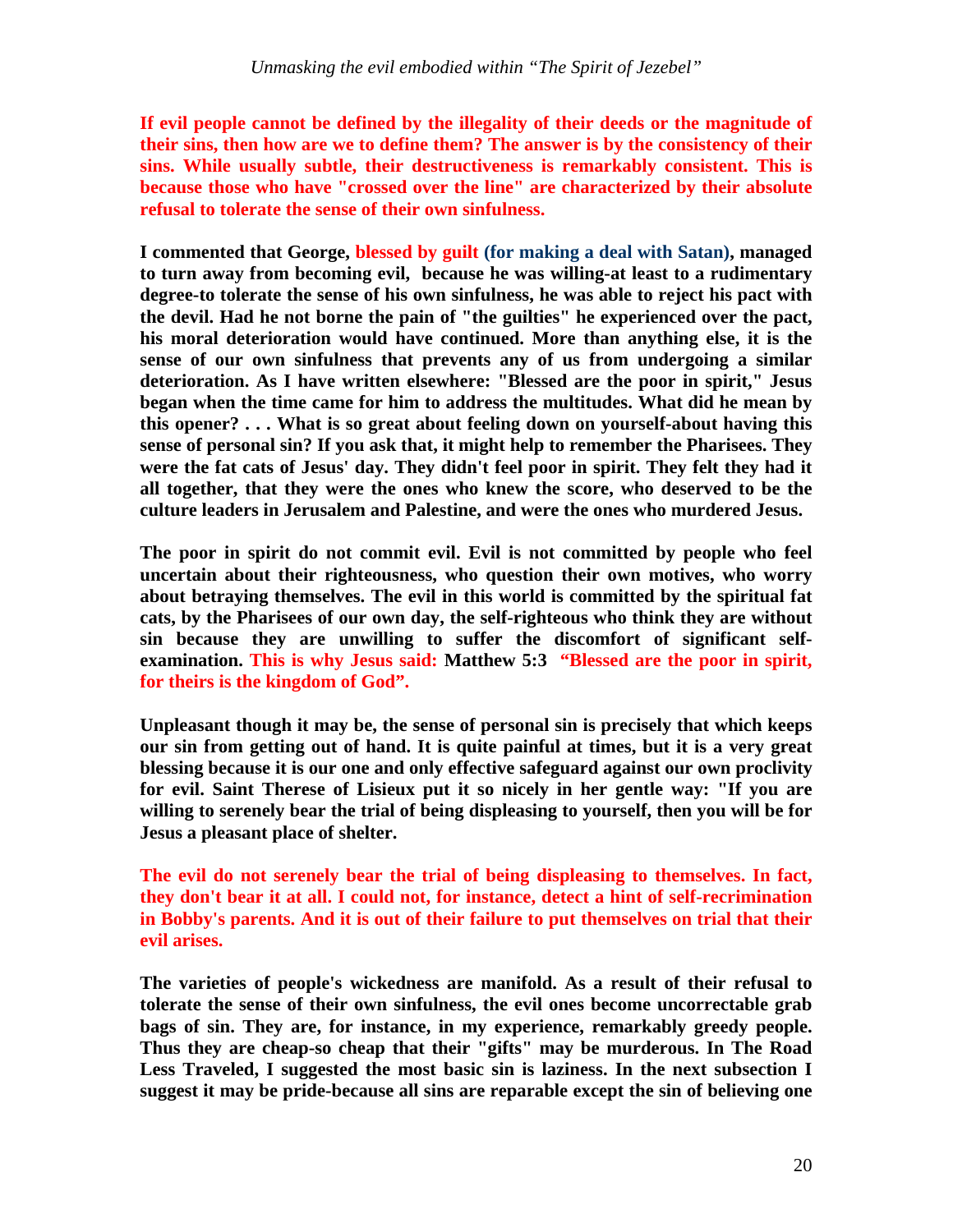**If evil people cannot be defined by the illegality of their deeds or the magnitude of their sins, then how are we to define them? The answer is by the consistency of their sins. While usually subtle, their destructiveness is remarkably consistent. This is because those who have "crossed over the line" are characterized by their absolute refusal to tolerate the sense of their own sinfulness.**

**I commented that George, blessed by guilt (for making a deal with Satan), managed to turn away from becoming evil, because he was willing-at least to a rudimentary degree-to tolerate the sense of his own sinfulness, he was able to reject his pact with the devil. Had he not borne the pain of "the guilties" he experienced over the pact, his moral deterioration would have continued. More than anything else, it is the sense of our own sinfulness that prevents any of us from undergoing a similar deterioration. As I have written elsewhere: "Blessed are the poor in spirit," Jesus began when the time came for him to address the multitudes. What did he mean by this opener? . . . What is so great about feeling down on yourself-about having this sense of personal sin? If you ask that, it might help to remember the Pharisees. They were the fat cats of Jesus' day. They didn't feel poor in spirit. They felt they had it all together, that they were the ones who knew the score, who deserved to be the culture leaders in Jerusalem and Palestine, and were the ones who murdered Jesus.**

**The poor in spirit do not commit evil. Evil is not committed by people who feel uncertain about their righteousness, who question their own motives, who worry about betraying themselves. The evil in this world is committed by the spiritual fat cats, by the Pharisees of our own day, the self-righteous who think they are without sin because they are unwilling to suffer the discomfort of significant self-examination. This is why Jesus said: Matthew 5:3 "Blessed are the poor in spirit, for theirs is the kingdom of God".**

**Unpleasant though it may be, the sense of personal sin is precisely that which keeps our sin from getting out of hand. It is quite painful at times, but it is a very great blessing because it is our one and only effective safeguard against our own proclivity for evil. Saint Therese of Lisieux put it so nicely in her gentle way: "If you are willing to serenely bear the trial of being displeasing to yourself, then you will be for Jesus a pleasant place of shelter.**

**The evil do not serenely bear the trial of being displeasing to themselves. In fact, they don't bear it at all. I could not, for instance, detect a hint of self-recrimination in Bobby's parents. And it is out of their failure to put themselves on trial that their evil arises.**

**The varieties of people's wickedness are manifold. As a result of their refusal to tolerate the sense of their own sinfulness, the evil ones become uncorrectable grab bags of sin. They are, for instance, in my experience, remarkably greedy people. Thus they are cheap-so cheap that their "gifts" may be murderous. In The Road Less Traveled, I suggested the most basic sin is laziness. In the next subsection I suggest it may be pride-because all sins are reparable except the sin of believing one**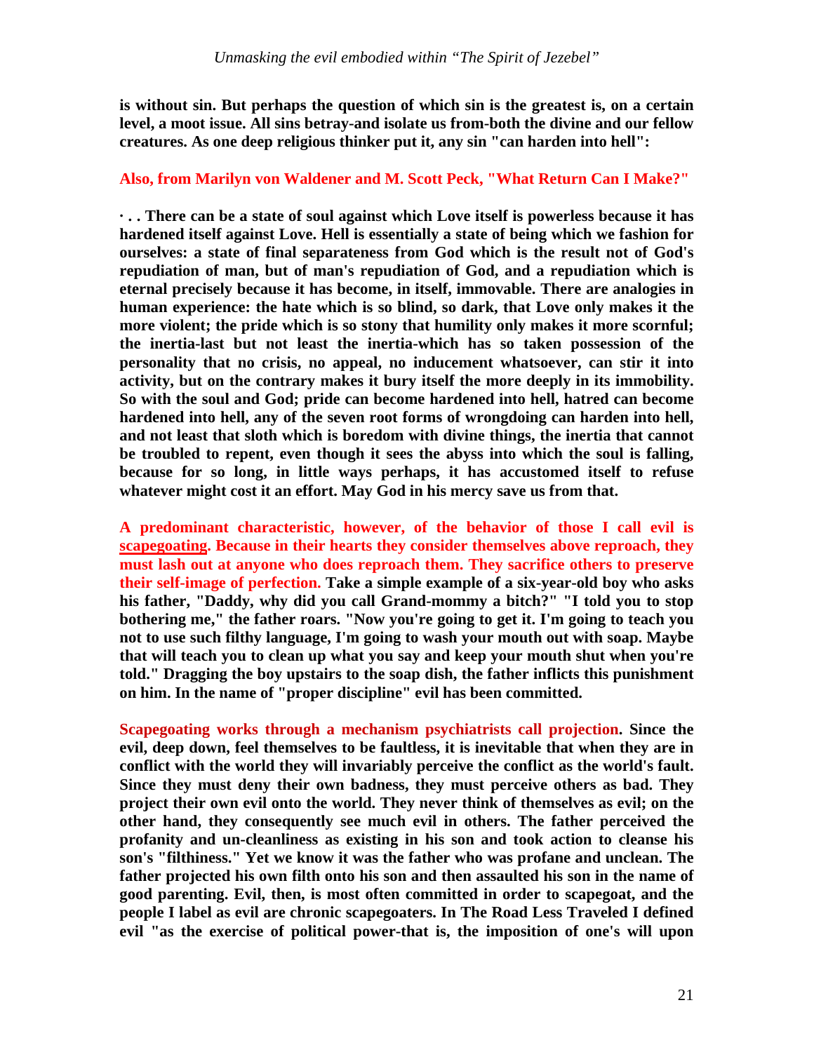**is without sin. But perhaps the question of which sin is the greatest is, on a certain level, a moot issue. All sins betray-and isolate us from-both the divine and our fellow creatures. As one deep religious thinker put it, any sin "can harden into hell":**

**Also, from Marilyn von Waldener and M. Scott Peck, "What Return Can I Make?"**

**· . . There can be a state of soul against which Love itself is powerless because it has hardened itself against Love. Hell is essentially a state of being which we fashion for ourselves: a state of final separateness from God which is the result not of God's repudiation of man, but of man's repudiation of God, and a repudiation which is eternal precisely because it has become, in itself, immovable. There are analogies in human experience: the hate which is so blind, so dark, that Love only makes it the more violent; the pride which is so stony that humility only makes it more scornful; the inertia-last but not least the inertia-which has so taken possession of the personality that no crisis, no appeal, no inducement whatsoever, can stir it into activity, but on the contrary makes it bury itself the more deeply in its immobility. So with the soul and God; pride can become hardened into hell, hatred can become hardened into hell, any of the seven root forms of wrongdoing can harden into hell, and not least that sloth which is boredom with divine things, the inertia that cannot be troubled to repent, even though it sees the abyss into which the soul is falling, because for so long, in little ways perhaps, it has accustomed itself to refuse whatever might cost it an effort. May God in his mercy save us from that.**

**A predominant characteristic, however, of the behavior of those I call evil is scapegoating. Because in their hearts they consider themselves above reproach, they must lash out at anyone who does reproach them. They sacrifice others to preserve their self-image of perfection. Take a simple example of a six-year-old boy who asks his father, "Daddy, why did you call Grand-mommy a bitch?" "I told you to stop bothering me," the father roars. "Now you're going to get it. I'm going to teach you not to use such filthy language, I'm going to wash your mouth out with soap. Maybe that will teach you to clean up what you say and keep your mouth shut when you're told." Dragging the boy upstairs to the soap dish, the father inflicts this punishment on him. In the name of "proper discipline" evil has been committed.**

**Scapegoating works through a mechanism psychiatrists call projection. Since the evil, deep down, feel themselves to be faultless, it is inevitable that when they are in conflict with the world they will invariably perceive the conflict as the world's fault. Since they must deny their own badness, they must perceive others as bad. They project their own evil onto the world. They never think of themselves as evil; on the other hand, they consequently see much evil in others. The father perceived the profanity and un-cleanliness as existing in his son and took action to cleanse his son's "filthiness." Yet we know it was the father who was profane and unclean. The father projected his own filth onto his son and then assaulted his son in the name of good parenting. Evil, then, is most often committed in order to scapegoat, and the people I label as evil are chronic scapegoaters. In The Road Less Traveled I defined evil "as the exercise of political power-that is, the imposition of one's will upon**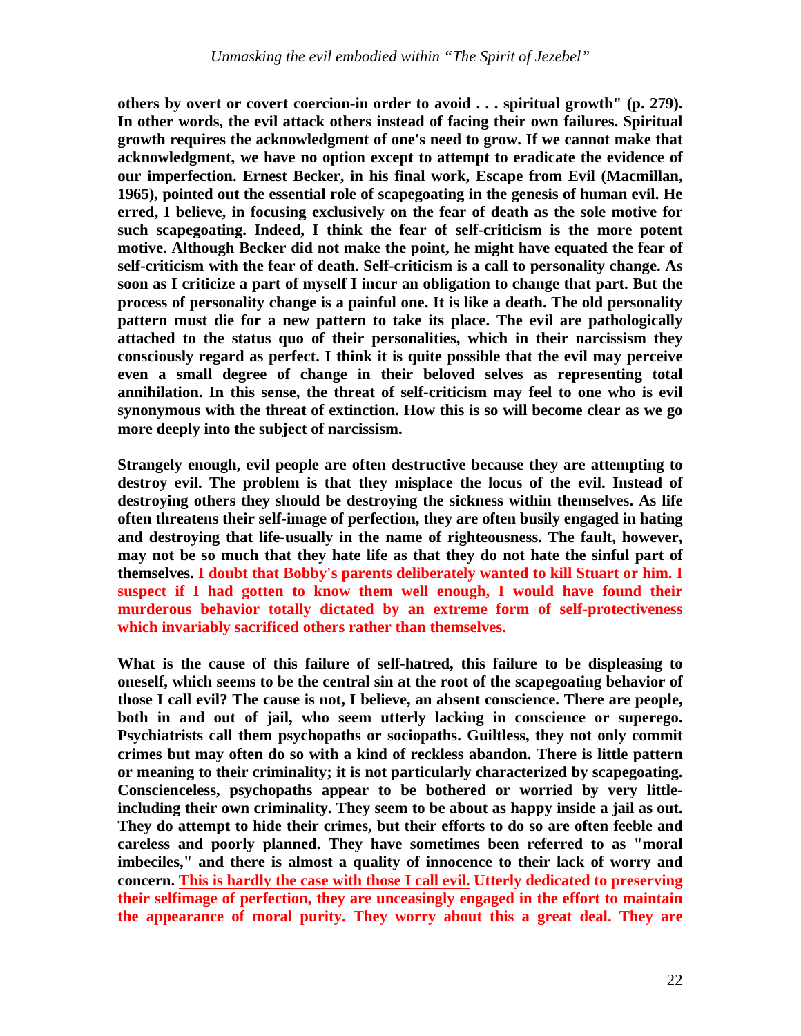**others by overt or covert coercion-in order to avoid . . . spiritual growth" (p. 279). In other words, the evil attack others instead of facing their own failures. Spiritual growth requires the acknowledgment of one's need to grow. If we cannot make that acknowledgment, we have no option except to attempt to eradicate the evidence of our imperfection. Ernest Becker, in his final work, Escape from Evil (Macmillan, 1965), pointed out the essential role of scapegoating in the genesis of human evil. He erred, I believe, in focusing exclusively on the fear of death as the sole motive for such scapegoating. Indeed, I think the fear of self-criticism is the more potent motive. Although Becker did not make the point, he might have equated the fear of self-criticism with the fear of death. Self-criticism is a call to personality change. As soon as I criticize a part of myself I incur an obligation to change that part. But the process of personality change is a painful one. It is like a death. The old personality pattern must die for a new pattern to take its place. The evil are pathologically attached to the status quo of their personalities, which in their narcissism they consciously regard as perfect. I think it is quite possible that the evil may perceive even a small degree of change in their beloved selves as representing total annihilation. In this sense, the threat of self-criticism may feel to one who is evil synonymous with the threat of extinction. How this is so will become clear as we go more deeply into the subject of narcissism.**

**Strangely enough, evil people are often destructive because they are attempting to destroy evil. The problem is that they misplace the locus of the evil. Instead of destroying others they should be destroying the sickness within themselves. As life often threatens their self-image of perfection, they are often busily engaged in hating and destroying that life-usually in the name of righteousness. The fault, however, may not be so much that they hate life as that they do not hate the sinful part of themselves. I doubt that Bobby's parents deliberately wanted to kill Stuart or him. I suspect if I had gotten to know them well enough, I would have found their murderous behavior totally dictated by an extreme form of self-protectiveness which invariably sacrificed others rather than themselves.**

**What is the cause of this failure of self-hatred, this failure to be displeasing to oneself, which seems to be the central sin at the root of the scapegoating behavior of those I call evil? The cause is not, I believe, an absent conscience. There are people, both in and out of jail, who seem utterly lacking in conscience or superego. Psychiatrists call them psychopaths or sociopaths. Guiltless, they not only commit crimes but may often do so with a kind of reckless abandon. There is little pattern or meaning to their criminality; it is not particularly characterized by scapegoating. Conscienceless, psychopaths appear to be bothered or worried by very little-including their own criminality. They seem to be about as happy inside a jail as out. They do attempt to hide their crimes, but their efforts to do so are often feeble and careless and poorly planned. They have sometimes been referred to as "moral imbeciles," and there is almost a quality of innocence to their lack of worry and concern. <u>This is hardly the case with those I call evil.</u> Utterly dedicated to preserving their selfimage of perfection, they are unceasingly engaged in the effort to maintain the appearance of moral purity. They worry about this a great deal. They are**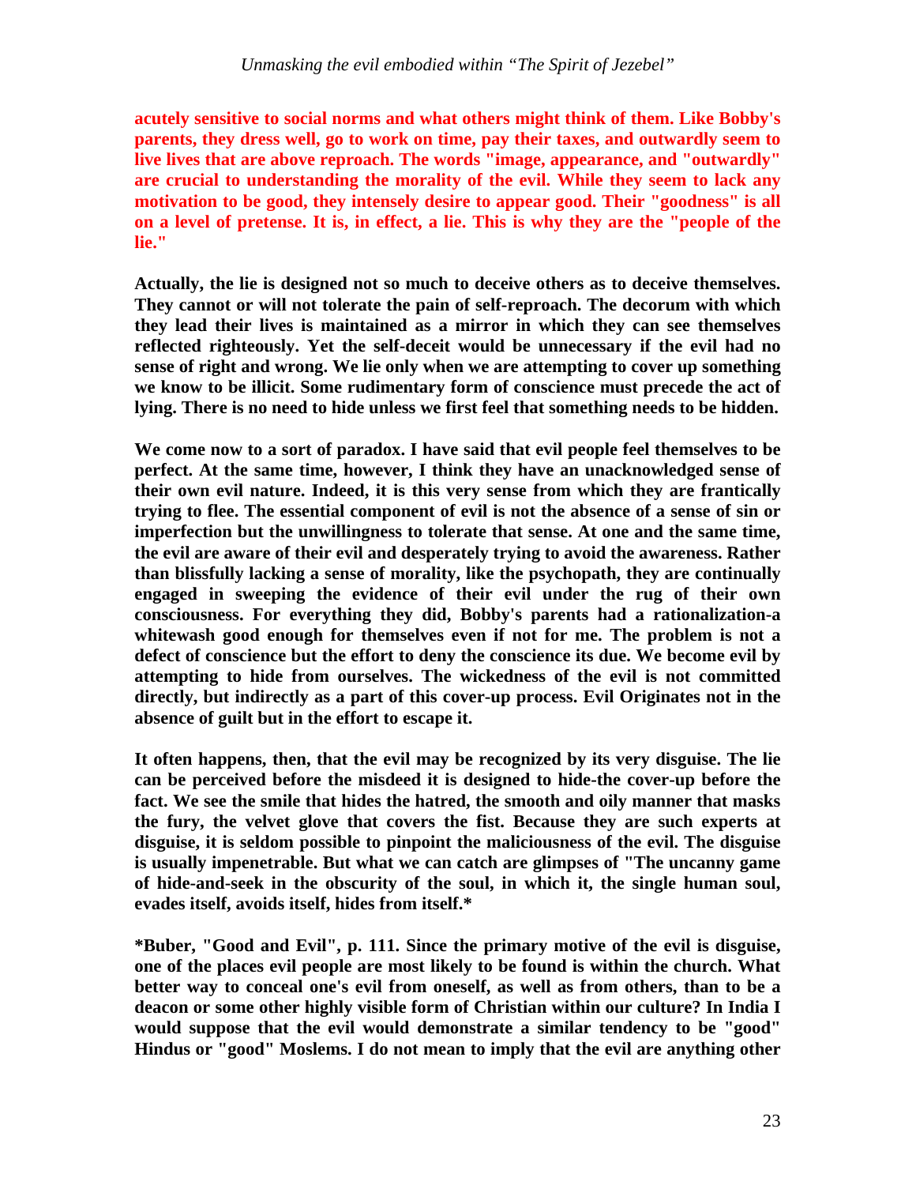**acutely sensitive to social norms and what others might think of them. Like Bobby's parents, they dress well, go to work on time, pay their taxes, and outwardly seem to live lives that are above reproach. The words "image, appearance, and "outwardly" are crucial to understanding the morality of the evil. While they seem to lack any motivation to be good, they intensely desire to appear good. Their "goodness" is all on a level of pretense. It is, in effect, a lie. This is why they are the "people of the lie."**

**Actually, the lie is designed not so much to deceive others as to deceive themselves. They cannot or will not tolerate the pain of self-reproach. The decorum with which they lead their lives is maintained as a mirror in which they can see themselves reflected righteously. Yet the self-deceit would be unnecessary if the evil had no sense of right and wrong. We lie only when we are attempting to cover up something we know to be illicit. Some rudimentary form of conscience must precede the act of lying. There is no need to hide unless we first feel that something needs to be hidden.**

**We come now to a sort of paradox. I have said that evil people feel themselves to be perfect. At the same time, however, I think they have an unacknowledged sense of their own evil nature. Indeed, it is this very sense from which they are frantically trying to flee. The essential component of evil is not the absence of a sense of sin or imperfection but the unwillingness to tolerate that sense. At one and the same time, the evil are aware of their evil and desperately trying to avoid the awareness. Rather than blissfully lacking a sense of morality, like the psychopath, they are continually engaged in sweeping the evidence of their evil under the rug of their own consciousness. For everything they did, Bobby's parents had a rationalization-a whitewash good enough for themselves even if not for me. The problem is not a defect of conscience but the effort to deny the conscience its due. We become evil by attempting to hide from ourselves. The wickedness of the evil is not committed directly, but indirectly as a part of this cover-up process. Evil Originates not in the absence of guilt but in the effort to escape it.**

**It often happens, then, that the evil may be recognized by its very disguise. The lie can be perceived before the misdeed it is designed to hide-the cover-up before the fact. We see the smile that hides the hatred, the smooth and oily manner that masks the fury, the velvet glove that covers the fist. Because they are such experts at disguise, it is seldom possible to pinpoint the maliciousness of the evil. The disguise is usually impenetrable. But what we can catch are glimpses of "The uncanny game of hide-and-seek in the obscurity of the soul, in which it, the single human soul, evades itself, avoids itself, hides from itself.***

***Buber, "Good and Evil", p. 111. Since the primary motive of the evil is disguise, one of the places evil people are most likely to be found is within the church. What better way to conceal one's evil from oneself, as well as from others, than to be a deacon or some other highly visible form of Christian within our culture? In India I would suppose that the evil would demonstrate a similar tendency to be "good" Hindus or "good" Moslems. I do not mean to imply that the evil are anything other**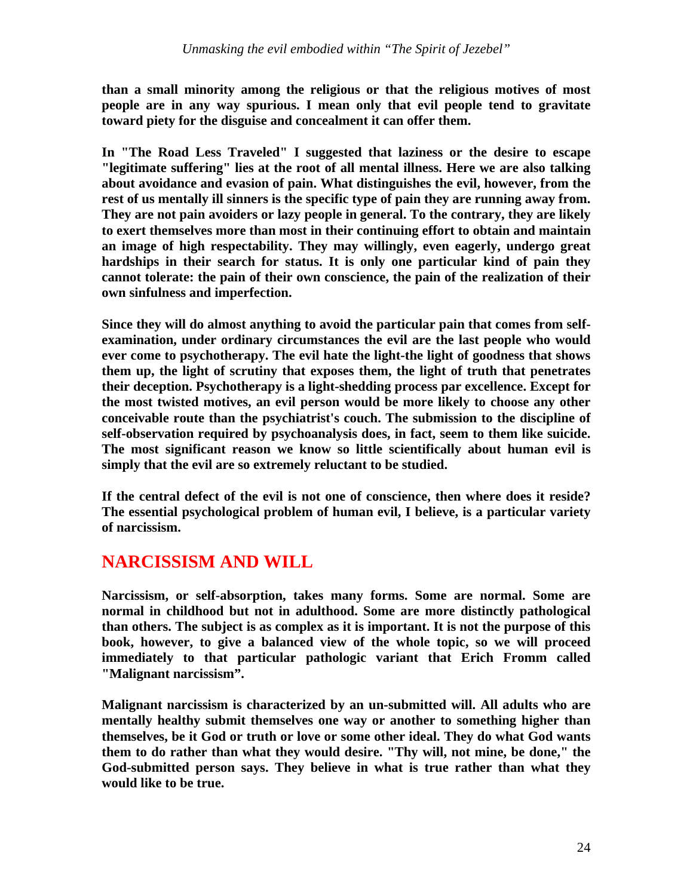**than a small minority among the religious or that the religious motives of most people are in any way spurious. I mean only that evil people tend to gravitate toward piety for the disguise and concealment it can offer them.**

**In "The Road Less Traveled" I suggested that laziness or the desire to escape "legitimate suffering" lies at the root of all mental illness. Here we are also talking about avoidance and evasion of pain. What distinguishes the evil, however, from the rest of us mentally ill sinners is the specific type of pain they are running away from. They are not pain avoiders or lazy people in general. To the contrary, they are likely to exert themselves more than most in their continuing effort to obtain and maintain an image of high respectability. They may willingly, even eagerly, undergo great hardships in their search for status. It is only one particular kind of pain they cannot tolerate: the pain of their own conscience, the pain of the realization of their own sinfulness and imperfection.**

**Since they will do almost anything to avoid the particular pain that comes from self-examination, under ordinary circumstances the evil are the last people who would ever come to psychotherapy. The evil hate the light-the light of goodness that shows them up, the light of scrutiny that exposes them, the light of truth that penetrates their deception. Psychotherapy is a light-shedding process par excellence. Except for the most twisted motives, an evil person would be more likely to choose any other conceivable route than the psychiatrist's couch. The submission to the discipline of self-observation required by psychoanalysis does, in fact, seem to them like suicide. The most significant reason we know so little scientifically about human evil is simply that the evil are so extremely reluctant to be studied.**

**If the central defect of the evil is not one of conscience, then where does it reside? The essential psychological problem of human evil, I believe, is a particular variety of narcissism.**

## NARCISSISM AND WILL

**Narcissism, or self-absorption, takes many forms. Some are normal. Some are normal in childhood but not in adulthood. Some are more distinctly pathological than others. The subject is as complex as it is important. It is not the purpose of this book, however, to give a balanced view of the whole topic, so we will proceed immediately to that particular pathologic variant that Erich Fromm called "Malignant narcissism".**

**Malignant narcissism is characterized by an un-submitted will. All adults who are mentally healthy submit themselves one way or another to something higher than themselves, be it God or truth or love or some other ideal. They do what God wants them to do rather than what they would desire. "Thy will, not mine, be done," the God-submitted person says. They believe in what is true rather than what they would like to be true.**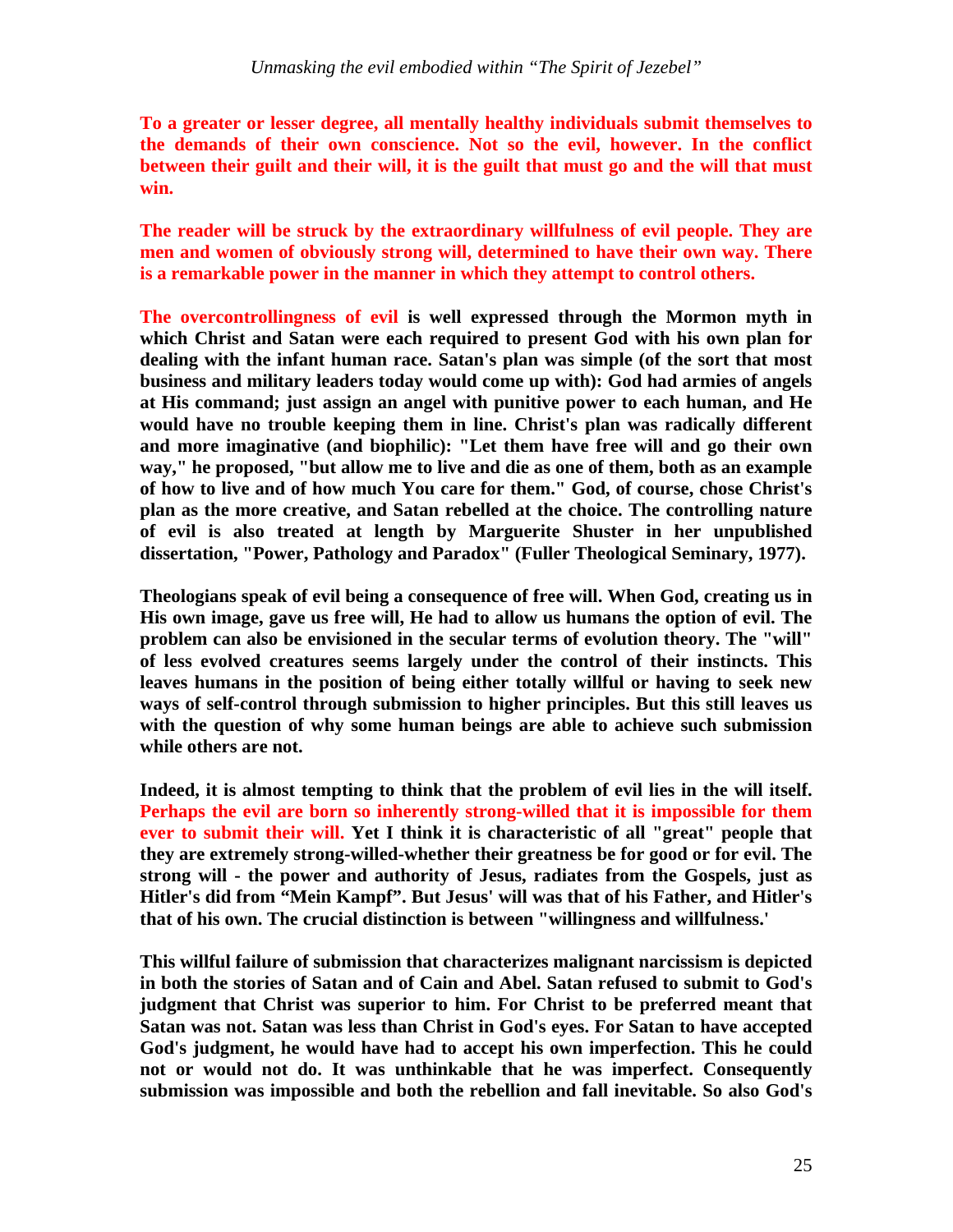**To a greater or lesser degree, all mentally healthy individuals submit themselves to the demands of their own conscience. Not so the evil, however. In the conflict between their guilt and their will, it is the guilt that must go and the will that must win.**

**The reader will be struck by the extraordinary willfulness of evil people. They are men and women of obviously strong will, determined to have their own way. There is a remarkable power in the manner in which they attempt to control others.**

**The overcontrollingness of evil is well expressed through the Mormon myth in which Christ and Satan were each required to present God with his own plan for dealing with the infant human race. Satan's plan was simple (of the sort that most business and military leaders today would come up with): God had armies of angels at His command; just assign an angel with punitive power to each human, and He would have no trouble keeping them in line. Christ's plan was radically different and more imaginative (and biophilic): "Let them have free will and go their own way," he proposed, "but allow me to live and die as one of them, both as an example of how to live and of how much You care for them." God, of course, chose Christ's plan as the more creative, and Satan rebelled at the choice. The controlling nature of evil is also treated at length by Marguerite Shuster in her unpublished dissertation, "Power, Pathology and Paradox" (Fuller Theological Seminary, 1977).**

**Theologians speak of evil being a consequence of free will. When God, creating us in His own image, gave us free will, He had to allow us humans the option of evil. The problem can also be envisioned in the secular terms of evolution theory. The "will" of less evolved creatures seems largely under the control of their instincts. This leaves humans in the position of being either totally willful or having to seek new ways of self-control through submission to higher principles. But this still leaves us with the question of why some human beings are able to achieve such submission while others are not.**

**Indeed, it is almost tempting to think that the problem of evil lies in the will itself. Perhaps the evil are born so inherently strong-willed that it is impossible for them ever to submit their will. Yet I think it is characteristic of all "great" people that they are extremely strong-willed-whether their greatness be for good or for evil. The strong will - the power and authority of Jesus, radiates from the Gospels, just as Hitler's did from "Mein Kampf". But Jesus' will was that of his Father, and Hitler's that of his own. The crucial distinction is between "willingness and willfulness.'**

**This willful failure of submission that characterizes malignant narcissism is depicted in both the stories of Satan and of Cain and Abel. Satan refused to submit to God's judgment that Christ was superior to him. For Christ to be preferred meant that Satan was not. Satan was less than Christ in God's eyes. For Satan to have accepted God's judgment, he would have had to accept his own imperfection. This he could not or would not do. It was unthinkable that he was imperfect. Consequently submission was impossible and both the rebellion and fall inevitable. So also God's**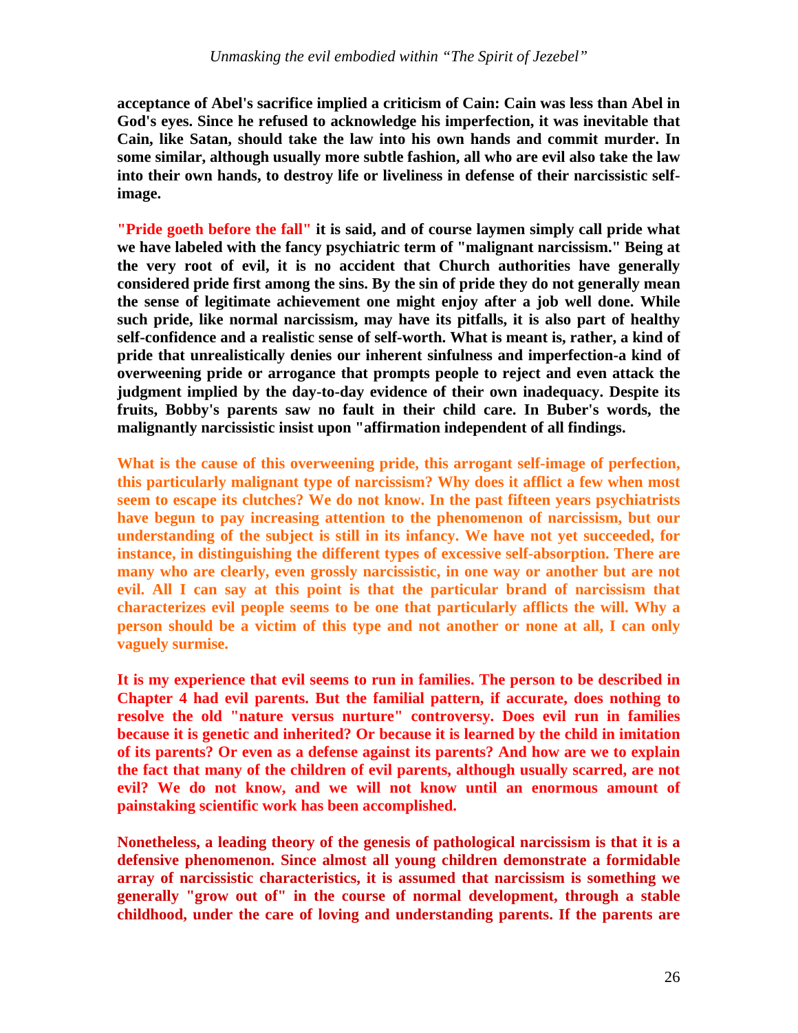**acceptance of Abel's sacrifice implied a criticism of Cain: Cain was less than Abel in God's eyes. Since he refused to acknowledge his imperfection, it was inevitable that Cain, like Satan, should take the law into his own hands and commit murder. In some similar, although usually more subtle fashion, all who are evil also take the law into their own hands, to destroy life or liveliness in defense of their narcissistic self-image.**

**"Pride goeth before the fall" it is said, and of course laymen simply call pride what we have labeled with the fancy psychiatric term of "malignant narcissism." Being at the very root of evil, it is no accident that Church authorities have generally considered pride first among the sins. By the sin of pride they do not generally mean the sense of legitimate achievement one might enjoy after a job well done. While such pride, like normal narcissism, may have its pitfalls, it is also part of healthy self-confidence and a realistic sense of self-worth. What is meant is, rather, a kind of pride that unrealistically denies our inherent sinfulness and imperfection-a kind of overweening pride or arrogance that prompts people to reject and even attack the judgment implied by the day-to-day evidence of their own inadequacy. Despite its fruits, Bobby's parents saw no fault in their child care. In Buber's words, the malignantly narcissistic insist upon "affirmation independent of all findings.**

**What is the cause of this overweening pride, this arrogant self-image of perfection, this particularly malignant type of narcissism? Why does it afflict a few when most seem to escape its clutches? We do not know. In the past fifteen years psychiatrists have begun to pay increasing attention to the phenomenon of narcissism, but our understanding of the subject is still in its infancy. We have not yet succeeded, for instance, in distinguishing the different types of excessive self-absorption. There are many who are clearly, even grossly narcissistic, in one way or another but are not evil. All I can say at this point is that the particular brand of narcissism that characterizes evil people seems to be one that particularly afflicts the will. Why a person should be a victim of this type and not another or none at all, I can only vaguely surmise.**

**It is my experience that evil seems to run in families. The person to be described in Chapter 4 had evil parents. But the familial pattern, if accurate, does nothing to resolve the old "nature versus nurture" controversy. Does evil run in families because it is genetic and inherited? Or because it is learned by the child in imitation of its parents? Or even as a defense against its parents? And how are we to explain the fact that many of the children of evil parents, although usually scarred, are not evil? We do not know, and we will not know until an enormous amount of painstaking scientific work has been accomplished.**

**Nonetheless, a leading theory of the genesis of pathological narcissism is that it is a defensive phenomenon. Since almost all young children demonstrate a formidable array of narcissistic characteristics, it is assumed that narcissism is something we generally "grow out of" in the course of normal development, through a stable childhood, under the care of loving and understanding parents. If the parents are**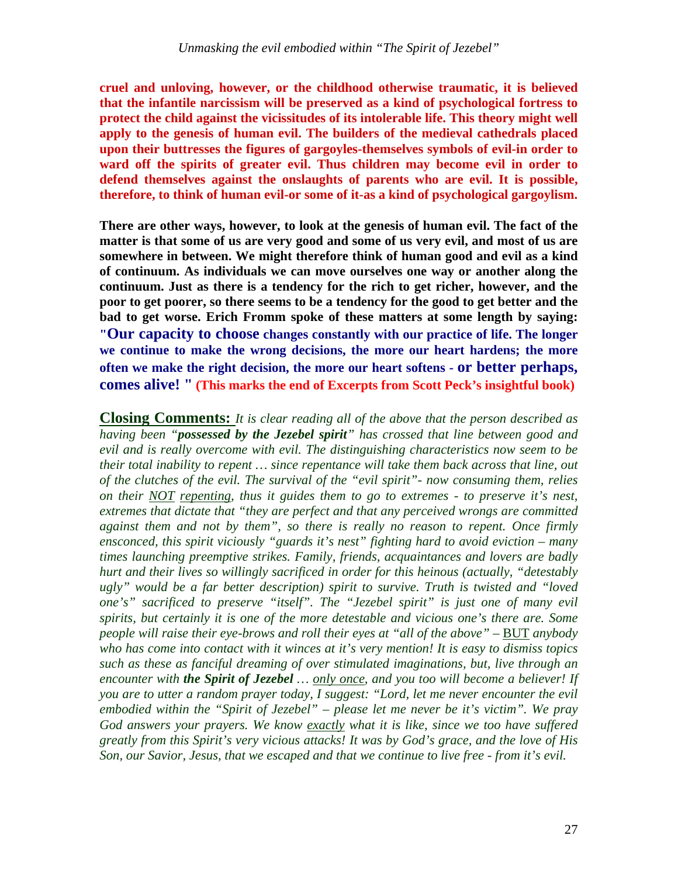**cruel and unloving, however, or the childhood otherwise traumatic, it is believed that the infantile narcissism will be preserved as a kind of psychological fortress to protect the child against the vicissitudes of its intolerable life. This theory might well apply to the genesis of human evil. The builders of the medieval cathedrals placed upon their buttresses the figures of gargoyles-themselves symbols of evil-in order to ward off the spirits of greater evil. Thus children may become evil in order to defend themselves against the onslaughts of parents who are evil. It is possible, therefore, to think of human evil-or some of it-as a kind of psychological gargoylism.**

**There are other ways, however, to look at the genesis of human evil. The fact of the matter is that some of us are very good and some of us very evil, and most of us are somewhere in between. We might therefore think of human good and evil as a kind of continuum. As individuals we can move ourselves one way or another along the continuum. Just as there is a tendency for the rich to get richer, however, and the poor to get poorer, so there seems to be a tendency for the good to get better and the bad to get worse. Erich Fromm spoke of these matters at some length by saying: "Our capacity to choose changes constantly with our practice of life. The longer we continue to make the wrong decisions, the more our heart hardens; the more often we make the right decision, the more our heart softens - or better perhaps, comes alive! " (This marks the end of Excerpts from Scott Peck's insightful book)**

**Closing Comments:** *It is clear reading all of the above that the person described as having been "**possessed by the Jezebel spirit**" has crossed that line between good and evil and is really overcome with evil. The distinguishing characteristics now seem to be their total inability to repent … since repentance will take them back across that line, out of the clutches of the evil. The survival of the "evil spirit"- now consuming them, relies on their NOT repenting, thus it guides them to go to extremes - to preserve it's nest, extremes that dictate that "they are perfect and that any perceived wrongs are committed against them and not by them", so there is really no reason to repent. Once firmly ensconced, this spirit viciously "guards it's nest" fighting hard to avoid eviction – many times launching preemptive strikes. Family, friends, acquaintances and lovers are badly hurt and their lives so willingly sacrificed in order for this heinous (actually, "detestably ugly" would be a far better description) spirit to survive. Truth is twisted and "loved one's" sacrificed to preserve "itself". The "Jezebel spirit" is just one of many evil spirits, but certainly it is one of the more detestable and vicious one's there are. Some people will raise their eye-brows and roll their eyes at "all of the above" –* BUT *anybody who has come into contact with it winces at it's very mention! It is easy to dismiss topics such as these as fanciful dreaming of over stimulated imaginations, but, live through an encounter with **the Spirit of Jezebel** … only once, and you too will become a believer! If you are to utter a random prayer today, I suggest: "Lord, let me never encounter the evil embodied within the "Spirit of Jezebel" – please let me never be it's victim". We pray God answers your prayers. We know exactly what it is like, since we too have suffered greatly from this Spirit's very vicious attacks! It was by God's grace, and the love of His Son, our Savior, Jesus, that we escaped and that we continue to live free - from it's evil.*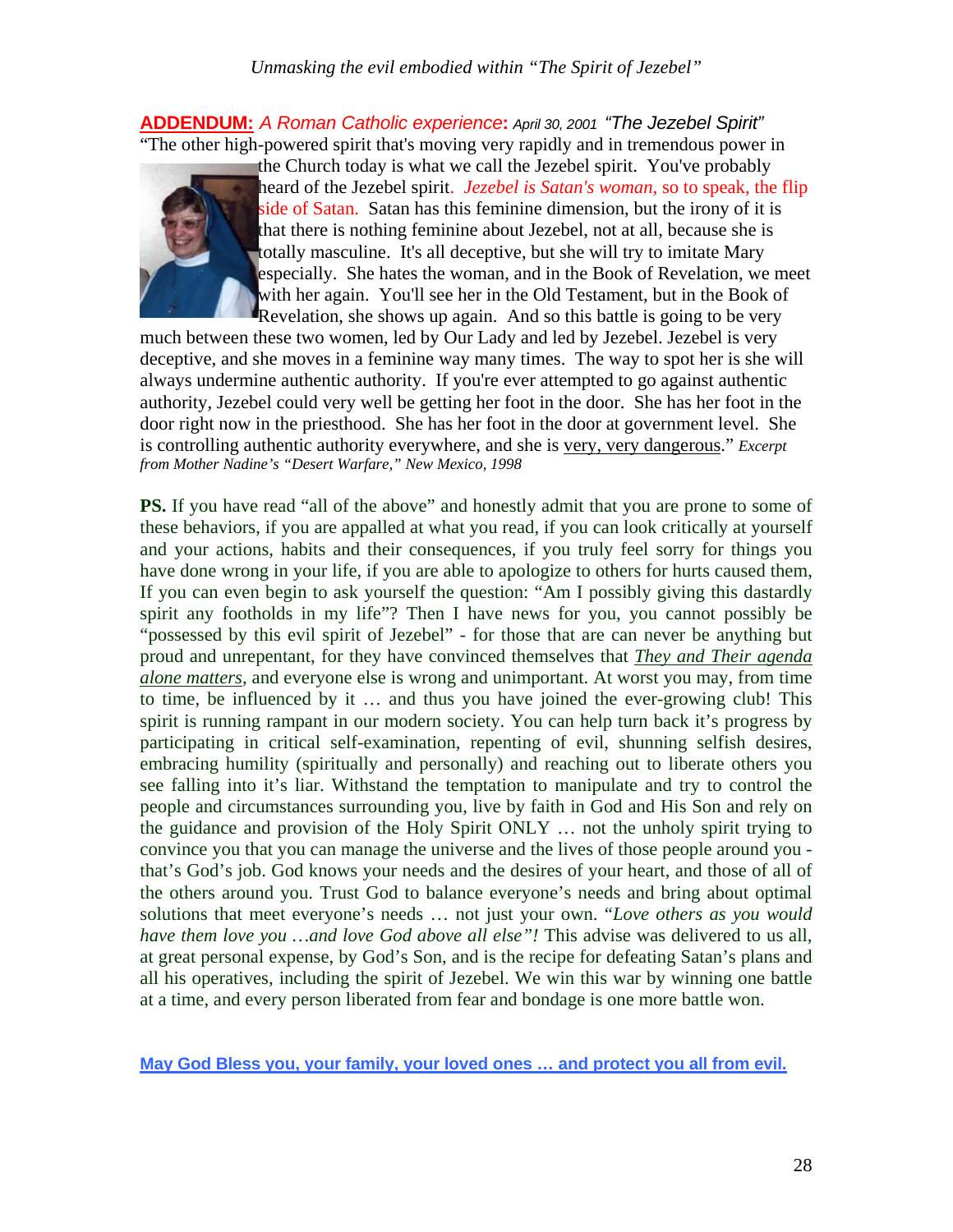**ADDENDUM:** *A Roman Catholic experience***:** *April 30, 2001* *"The Jezebel Spirit"*
"The other high-powered spirit that's moving very rapidly and in tremendous power in the Church today is what we call the Jezebel spirit. You've probably heard of the Jezebel spirit. *Jezebel is Satan's woman,* so to speak, the flip side of Satan. Satan has this feminine dimension, but the irony of it is that there is nothing feminine about Jezebel, not at all, because she is totally masculine. It's all deceptive, but she will try to imitate Mary especially. She hates the woman, and in the Book of Revelation, we meet with her again. You'll see her in the Old Testament, but in the Book of Revelation, she shows up again. And so this battle is going to be very much between these two women, led by Our Lady and led by Jezebel. Jezebel is very deceptive, and she moves in a feminine way many times. The way to spot her is she will always undermine authentic authority. If you're ever attempted to go against authentic authority, Jezebel could very well be getting her foot in the door. She has her foot in the door right now in the priesthood. She has her foot in the door at government level. She is controlling authentic authority everywhere, and she is very, very dangerous." *Excerpt from Mother Nadine's "Desert Warfare," New Mexico, 1998*

**PS.** If you have read "all of the above" and honestly admit that you are prone to some of these behaviors, if you are appalled at what you read, if you can look critically at yourself and your actions, habits and their consequences, if you truly feel sorry for things you have done wrong in your life, if you are able to apologize to others for hurts caused them, If you can even begin to ask yourself the question: "Am I possibly giving this dastardly spirit any footholds in my life"? Then I have news for you, you cannot possibly be "possessed by this evil spirit of Jezebel" - for those that are can never be anything but proud and unrepentant, for they have convinced themselves that *They and Their agenda alone matters*, and everyone else is wrong and unimportant. At worst you may, from time to time, be influenced by it … and thus you have joined the ever-growing club! This spirit is running rampant in our modern society. You can help turn back it's progress by participating in critical self-examination, repenting of evil, shunning selfish desires, embracing humility (spiritually and personally) and reaching out to liberate others you see falling into it's liar. Withstand the temptation to manipulate and try to control the people and circumstances surrounding you, live by faith in God and His Son and rely on the guidance and provision of the Holy Spirit ONLY … not the unholy spirit trying to convince you that you can manage the universe and the lives of those people around you - that's God's job. God knows your needs and the desires of your heart, and those of all of the others around you. Trust God to balance everyone's needs and bring about optimal solutions that meet everyone's needs … not just your own. "*Love others as you would have them love you …and love God above all else"!* This advise was delivered to us all, at great personal expense, by God's Son, and is the recipe for defeating Satan's plans and all his operatives, including the spirit of Jezebel. We win this war by winning one battle at a time, and every person liberated from fear and bondage is one more battle won.

**May God Bless you, your family, your loved ones … and protect you all from evil.**